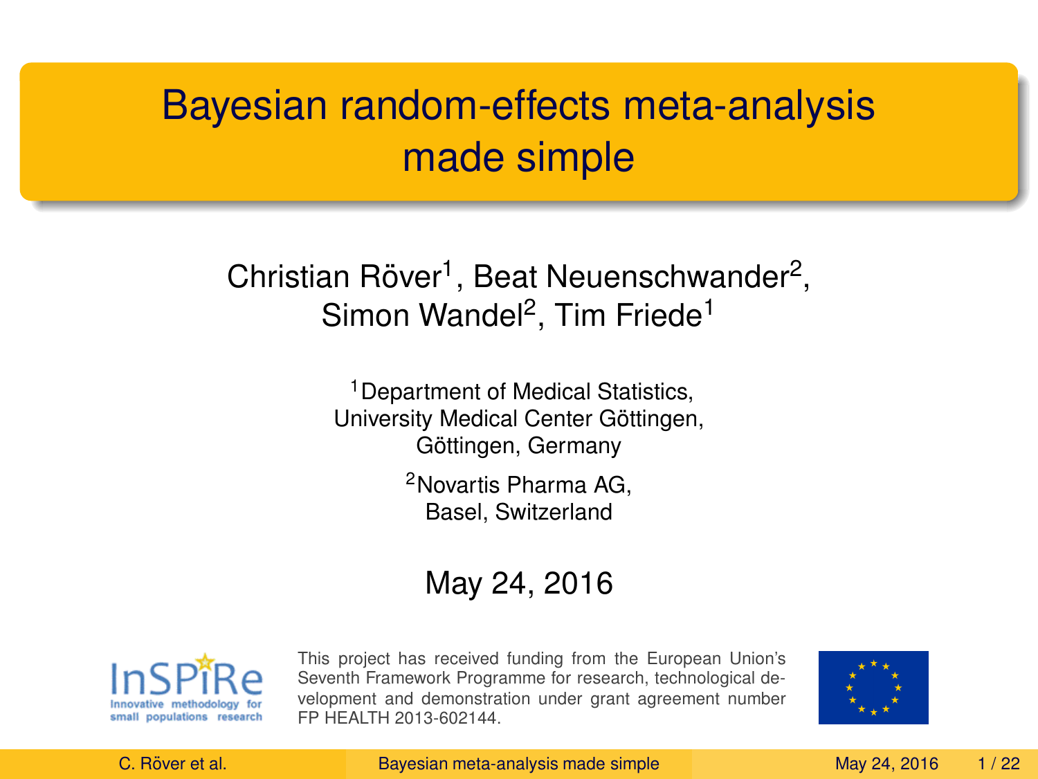# Bayesian random-effects meta-analysis made simple

Christian Röver[1], Beat Neuenschwander[2], Simon Wandel[2], Tim Friede[1]

[1] Department of Medical Statistics, University Medical Center Göttingen, Göttingen, Germany

[2] Novartis Pharma AG, Basel, Switzerland

May 24, 2016

InSPiRe
Innovative methodology for small populations research

This project has received funding from the European Union's Seventh Framework Programme for research, technological development and demonstration under grant agreement number FP HEALTH 2013-602144.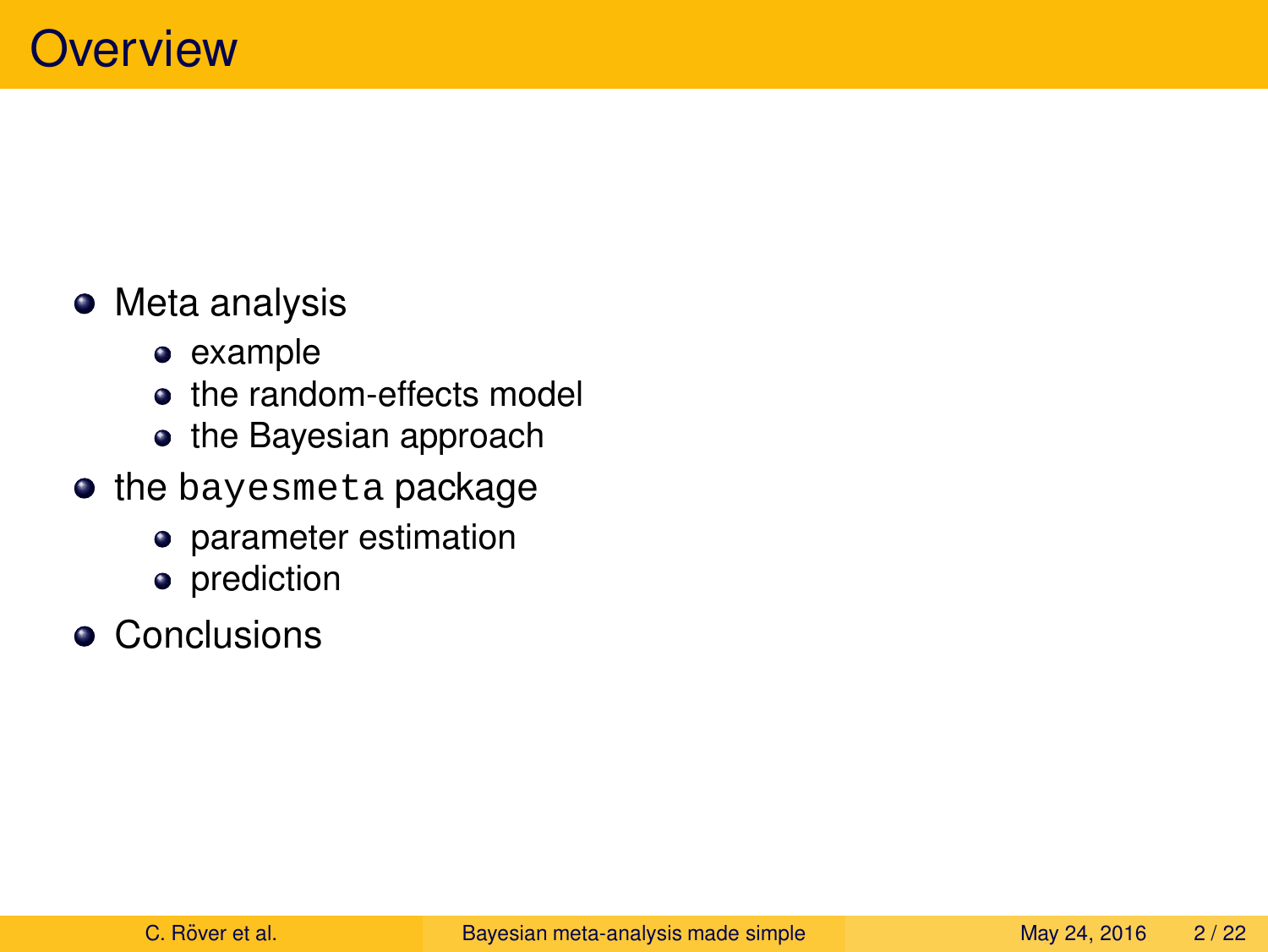# Overview

- Meta analysis
  - example
  - the random-effects model
  - the Bayesian approach
- the `bayesmeta` package
  - parameter estimation
  - prediction
- Conclusions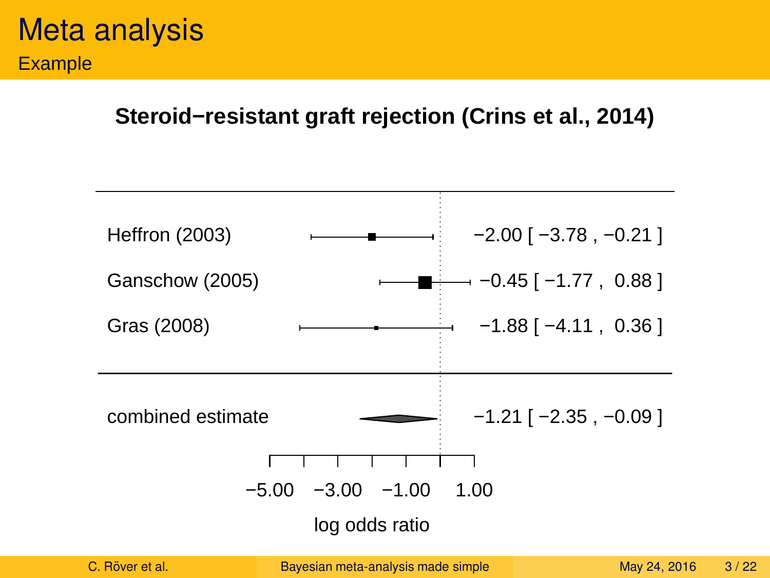# Meta analysis

## Example

**Steroid−resistant graft rejection (Crins et al., 2014)**

| Study | Estimate [95% CI] |
|---|---|
| Heffron (2003) | −2.00 [ −3.78 , −0.21 ] |
| Ganschow (2005) | −0.45 [ −1.77 , 0.88 ] |
| Gras (2008) | −1.88 [ −4.11 , 0.36 ] |
| combined estimate | −1.21 [ −2.35 , −0.09 ] |

log odds ratio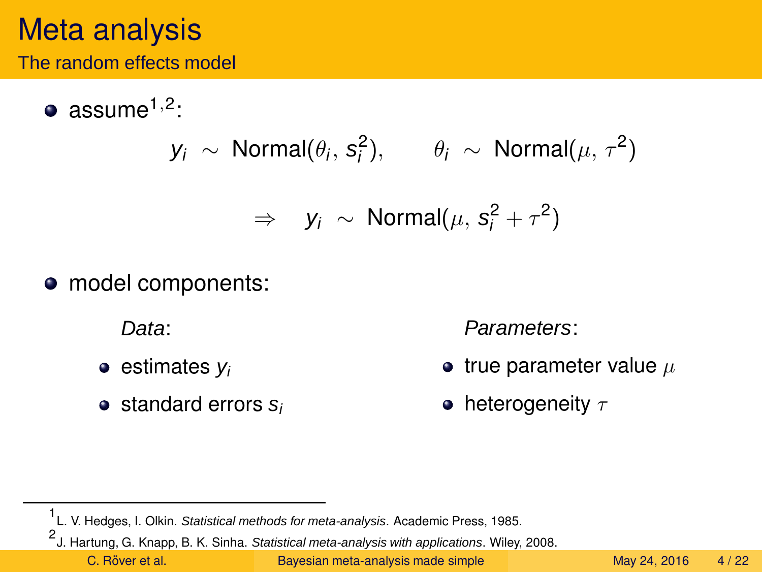# Meta analysis

## The random effects model

- assume[1,2]:

$$y_i \sim \text{Normal}(\theta_i, s_i^2), \qquad \theta_i \sim \text{Normal}(\mu, \tau^2)$$

$$\Rightarrow \quad y_i \sim \text{Normal}(\mu, s_i^2 + \tau^2)$$

- model components:

*Data*:

- estimates $y_i$
- standard errors $s_i$

*Parameters*:

- true parameter value $\mu$
- heterogeneity $\tau$

---

[1] L. V. Hedges, I. Olkin. *Statistical methods for meta-analysis*. Academic Press, 1985.

[2] J. Hartung, G. Knapp, B. K. Sinha. *Statistical meta-analysis with applications*. Wiley, 2008.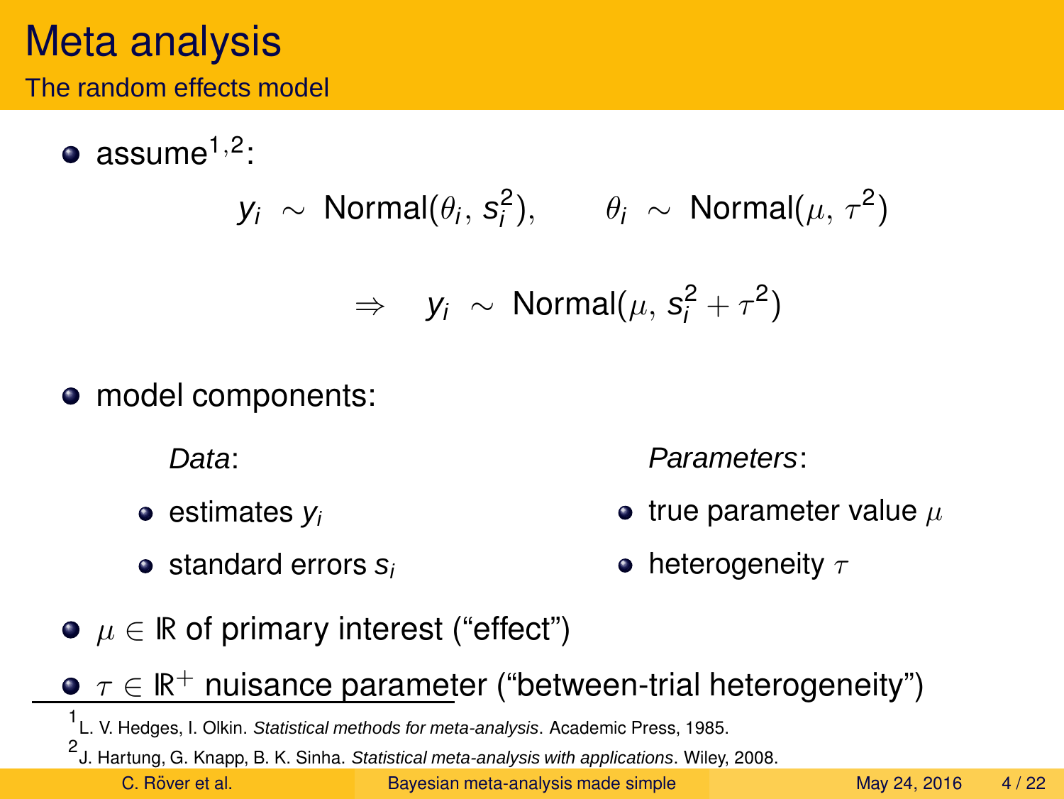# Meta analysis

## The random effects model

- assume[1,2]:

$$y_i \sim \text{Normal}(\theta_i, s_i^2), \qquad \theta_i \sim \text{Normal}(\mu, \tau^2)$$

$$\Rightarrow \quad y_i \sim \text{Normal}(\mu, s_i^2 + \tau^2)$$

- model components:

*Data*:

- estimates $y_i$
- standard errors $s_i$

*Parameters*:

- true parameter value $\mu$
- heterogeneity $\tau$

- $\mu \in \mathbb{R}$ of primary interest ("effect")
- $\tau \in \mathbb{R}^+$ nuisance parameter ("between-trial heterogeneity")

[1] L. V. Hedges, I. Olkin. *Statistical methods for meta-analysis*. Academic Press, 1985.

[2] J. Hartung, G. Knapp, B. K. Sinha. *Statistical meta-analysis with applications*. Wiley, 2008.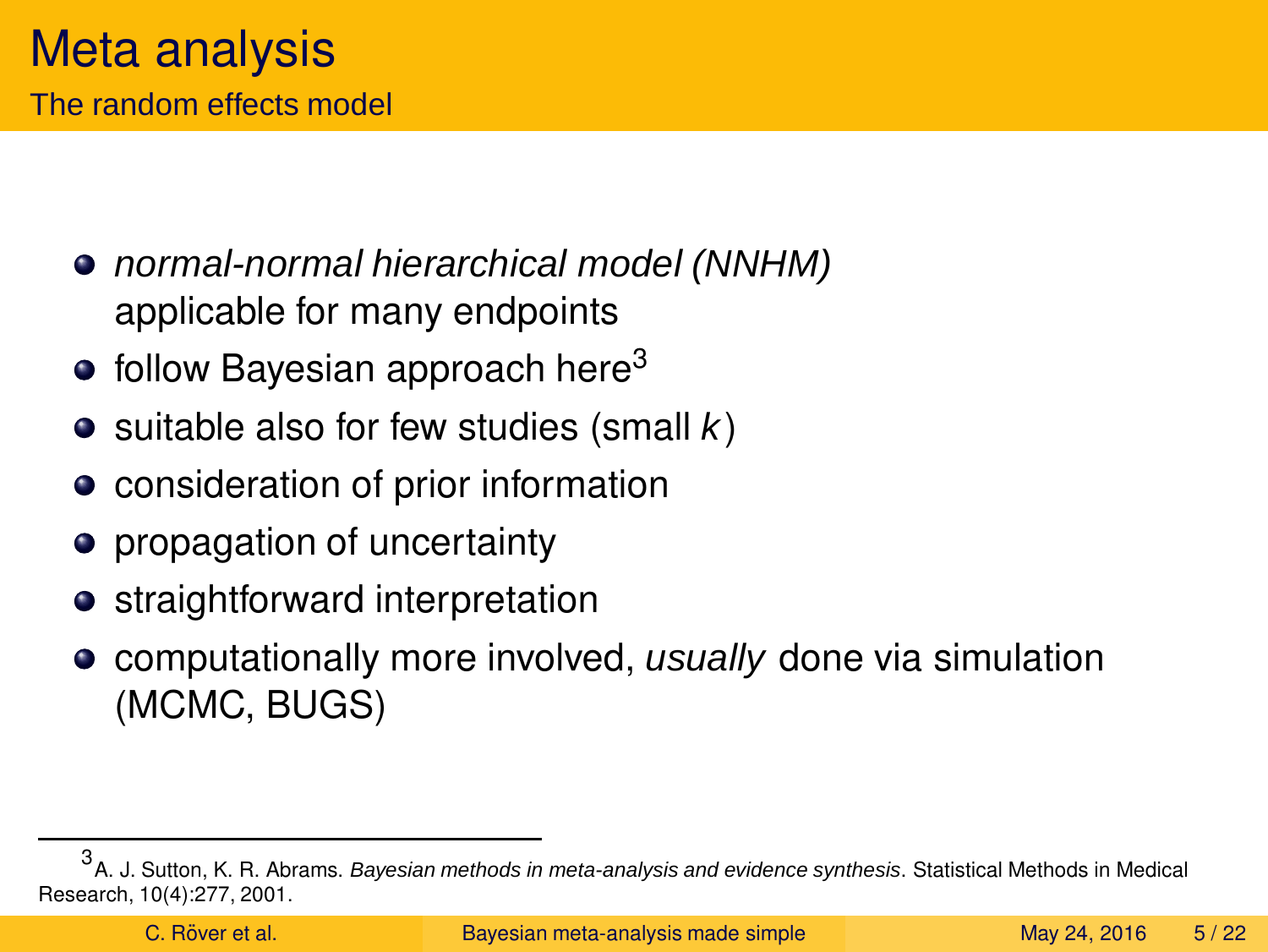# Meta analysis

## The random effects model

- *normal-normal hierarchical model (NNHM)*
  applicable for many endpoints
- follow Bayesian approach here[3]
- suitable also for few studies (small $k$)
- consideration of prior information
- propagation of uncertainty
- straightforward interpretation
- computationally more involved, *usually* done via simulation (MCMC, BUGS)

[3] A. J. Sutton, K. R. Abrams. *Bayesian methods in meta-analysis and evidence synthesis*. Statistical Methods in Medical Research, 10(4):277, 2001.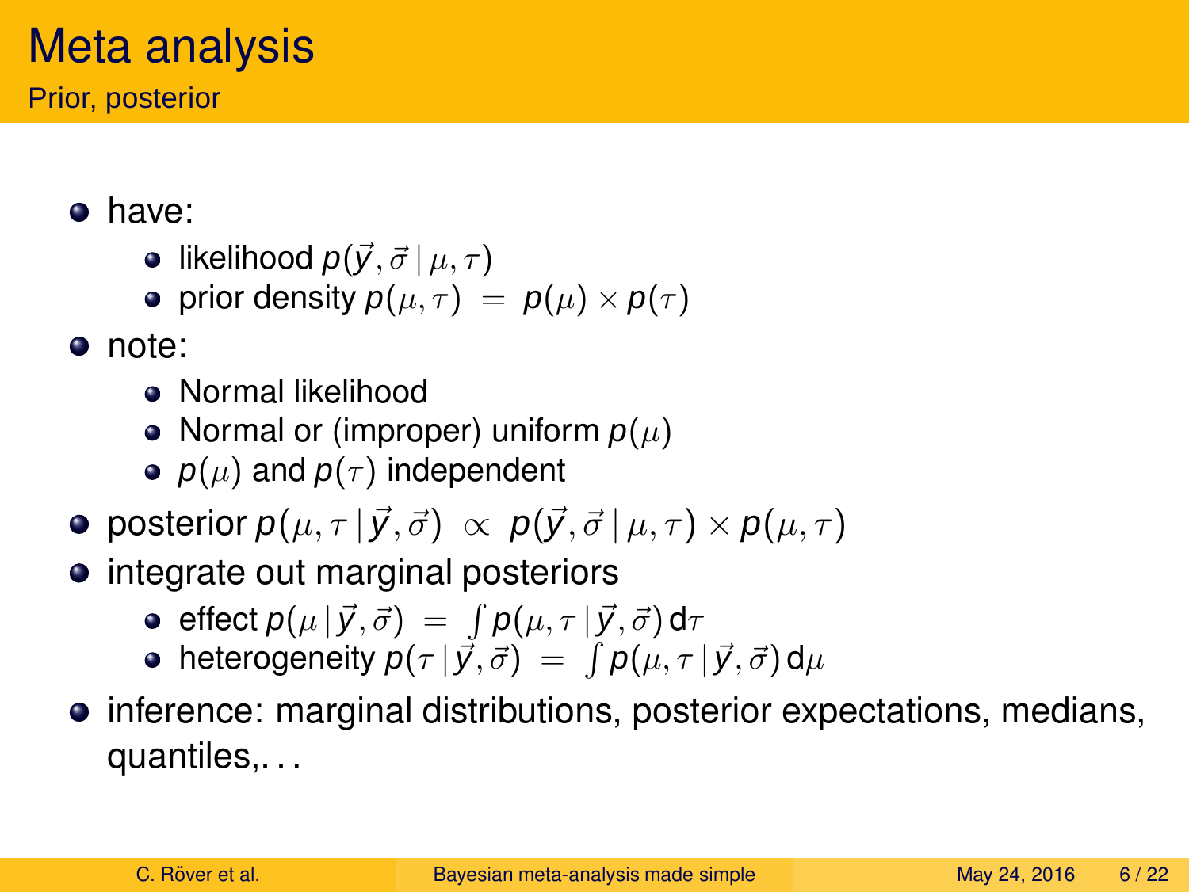# Meta analysis

## Prior, posterior

- have:
  - likelihood $p(\vec{y}, \vec{\sigma} \,|\, \mu, \tau)$
  - prior density $p(\mu, \tau) \;=\; p(\mu) \times p(\tau)$
- note:
  - Normal likelihood
  - Normal or (improper) uniform $p(\mu)$
  - $p(\mu)$ and $p(\tau)$ independent
- posterior $p(\mu, \tau \,|\, \vec{y}, \vec{\sigma}) \;\propto\; p(\vec{y}, \vec{\sigma} \,|\, \mu, \tau) \times p(\mu, \tau)$
- integrate out marginal posteriors
  - effect $p(\mu \,|\, \vec{y}, \vec{\sigma}) \;=\; \int p(\mu, \tau \,|\, \vec{y}, \vec{\sigma}) \, \mathrm{d}\tau$
  - heterogeneity $p(\tau \,|\, \vec{y}, \vec{\sigma}) \;=\; \int p(\mu, \tau \,|\, \vec{y}, \vec{\sigma}) \, \mathrm{d}\mu$
- inference: marginal distributions, posterior expectations, medians, quantiles,. . .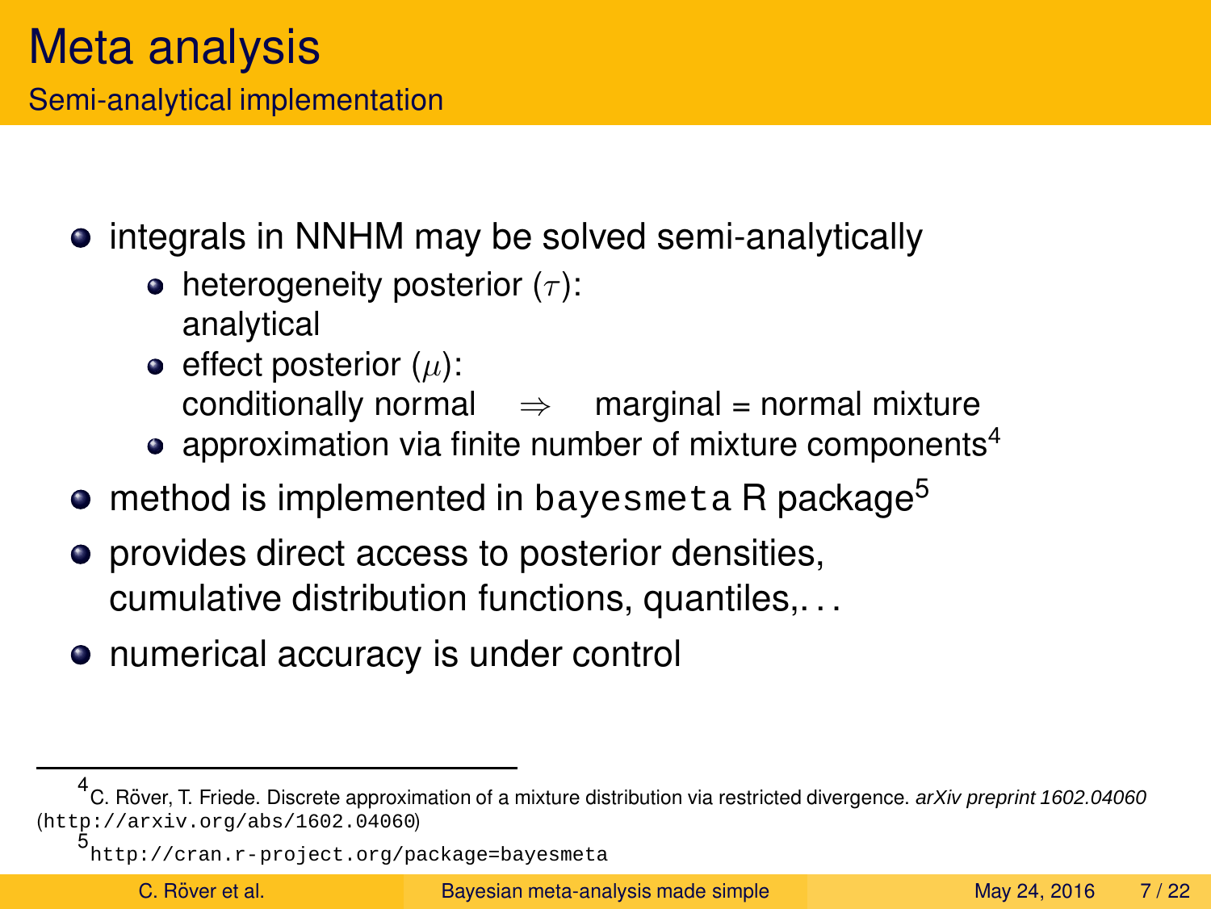# Meta analysis

## Semi-analytical implementation

- integrals in NNHM may be solved semi-analytically
  - heterogeneity posterior ($\tau$):
    analytical
  - effect posterior ($\mu$):
    conditionally normal $\Rightarrow$ marginal = normal mixture
  - approximation via finite number of mixture components[4]
- method is implemented in `bayesmeta` R package[5]
- provides direct access to posterior densities, cumulative distribution functions, quantiles,...
- numerical accuracy is under control

---

[4] C. Röver, T. Friede. Discrete approximation of a mixture distribution via restricted divergence. *arXiv preprint 1602.04060* (`http://arxiv.org/abs/1602.04060`)

[5] `http://cran.r-project.org/package=bayesmeta`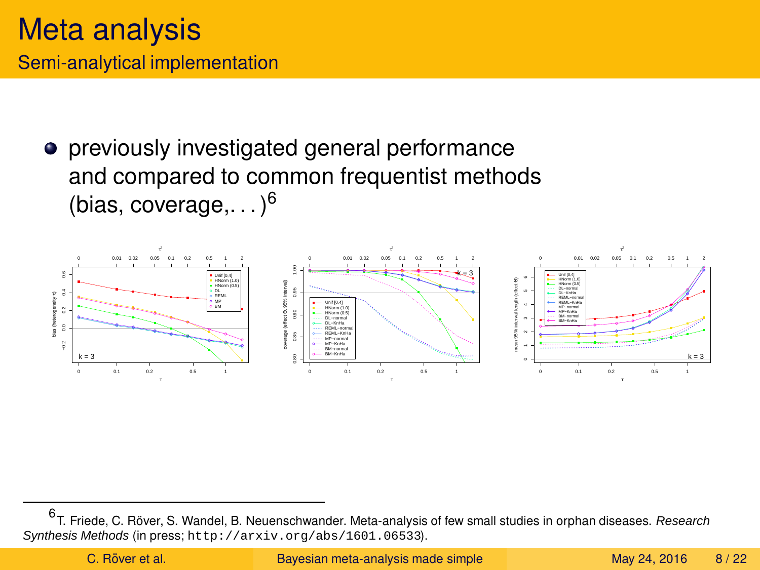# Meta analysis

## Semi-analytical implementation

- previously investigated general performance and compared to common frequentist methods (bias, coverage,...)[6]

---

[6] T. Friede, C. Röver, S. Wandel, B. Neuenschwander. Meta-analysis of few small studies in orphan diseases. *Research Synthesis Methods* (in press; `http://arxiv.org/abs/1601.06533`).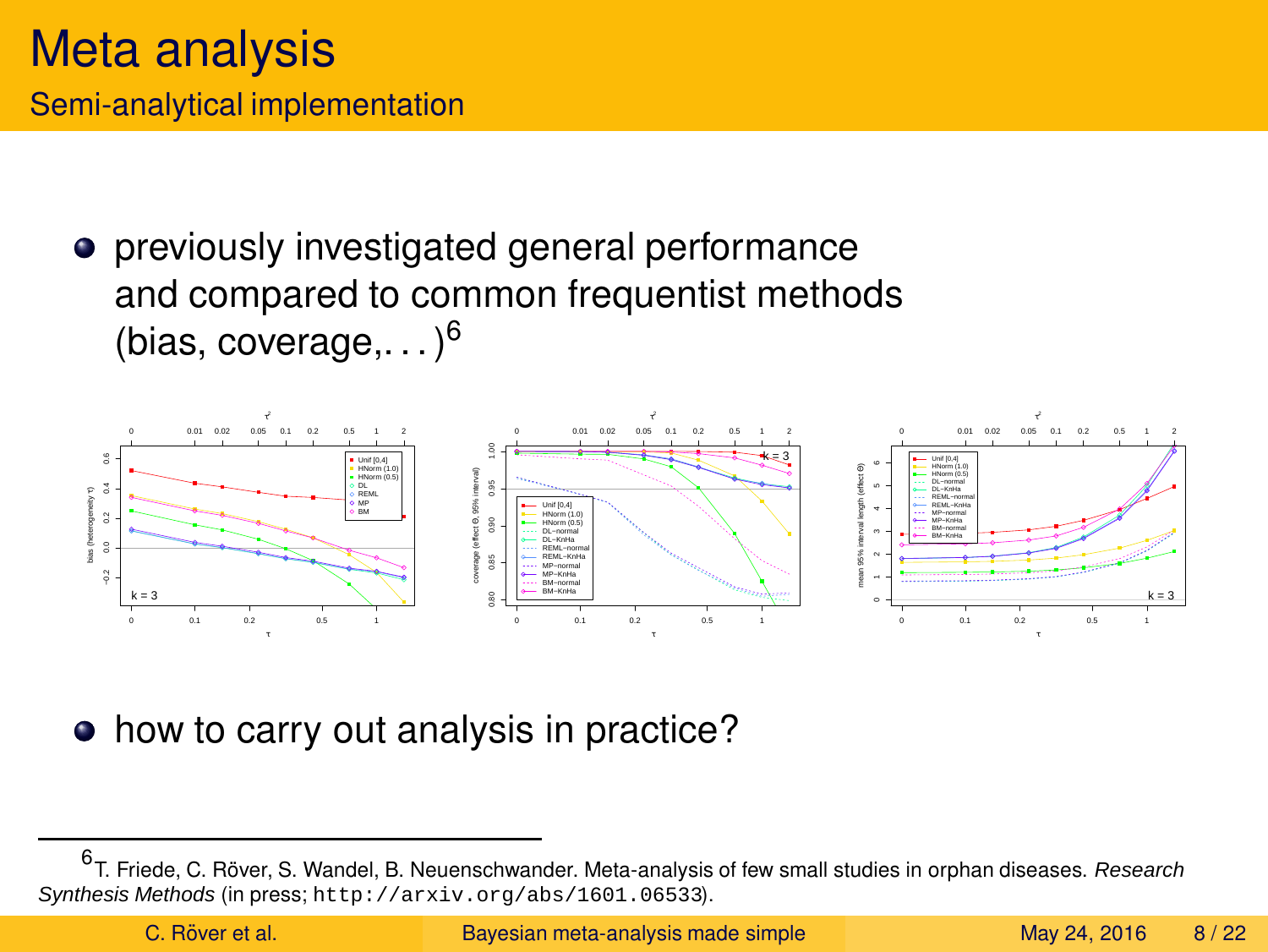# Meta analysis

## Semi-analytical implementation

- previously investigated general performance and compared to common frequentist methods (bias, coverage,. . . )[6]

- how to carry out analysis in practice?

[6] T. Friede, C. Röver, S. Wandel, B. Neuenschwander. Meta-analysis of few small studies in orphan diseases. *Research Synthesis Methods* (in press; `http://arxiv.org/abs/1601.06533`).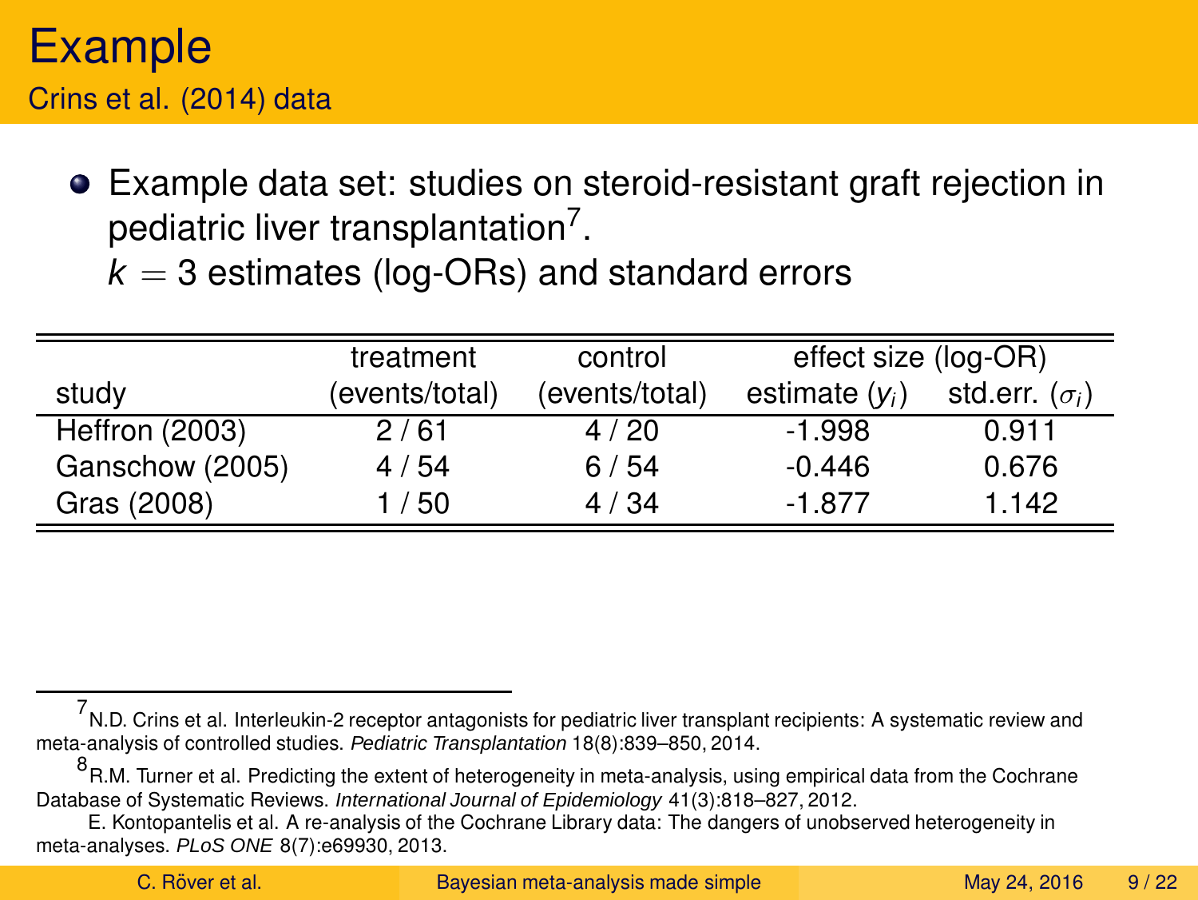# Example

## Crins et al. (2014) data

- Example data set: studies on steroid-resistant graft rejection in pediatric liver transplantation[7].
  $k = 3$ estimates (log-ORs) and standard errors

| | treatment | control | effect size (log-OR) | |
|---|---|---|---|---|
| study | (events/total) | (events/total) | estimate ($y_i$) | std.err. ($\sigma_i$) |
| Heffron (2003) | 2 / 61 | 4 / 20 | -1.998 | 0.911 |
| Ganschow (2005) | 4 / 54 | 6 / 54 | -0.446 | 0.676 |
| Gras (2008) | 1 / 50 | 4 / 34 | -1.877 | 1.142 |

[7] N.D. Crins et al. Interleukin-2 receptor antagonists for pediatric liver transplant recipients: A systematic review and meta-analysis of controlled studies. *Pediatric Transplantation* 18(8):839–850, 2014.

[8] R.M. Turner et al. Predicting the extent of heterogeneity in meta-analysis, using empirical data from the Cochrane Database of Systematic Reviews. *International Journal of Epidemiology* 41(3):818–827, 2012.
E. Kontopantelis et al. A re-analysis of the Cochrane Library data: The dangers of unobserved heterogeneity in meta-analyses. *PLoS ONE* 8(7):e69930, 2013.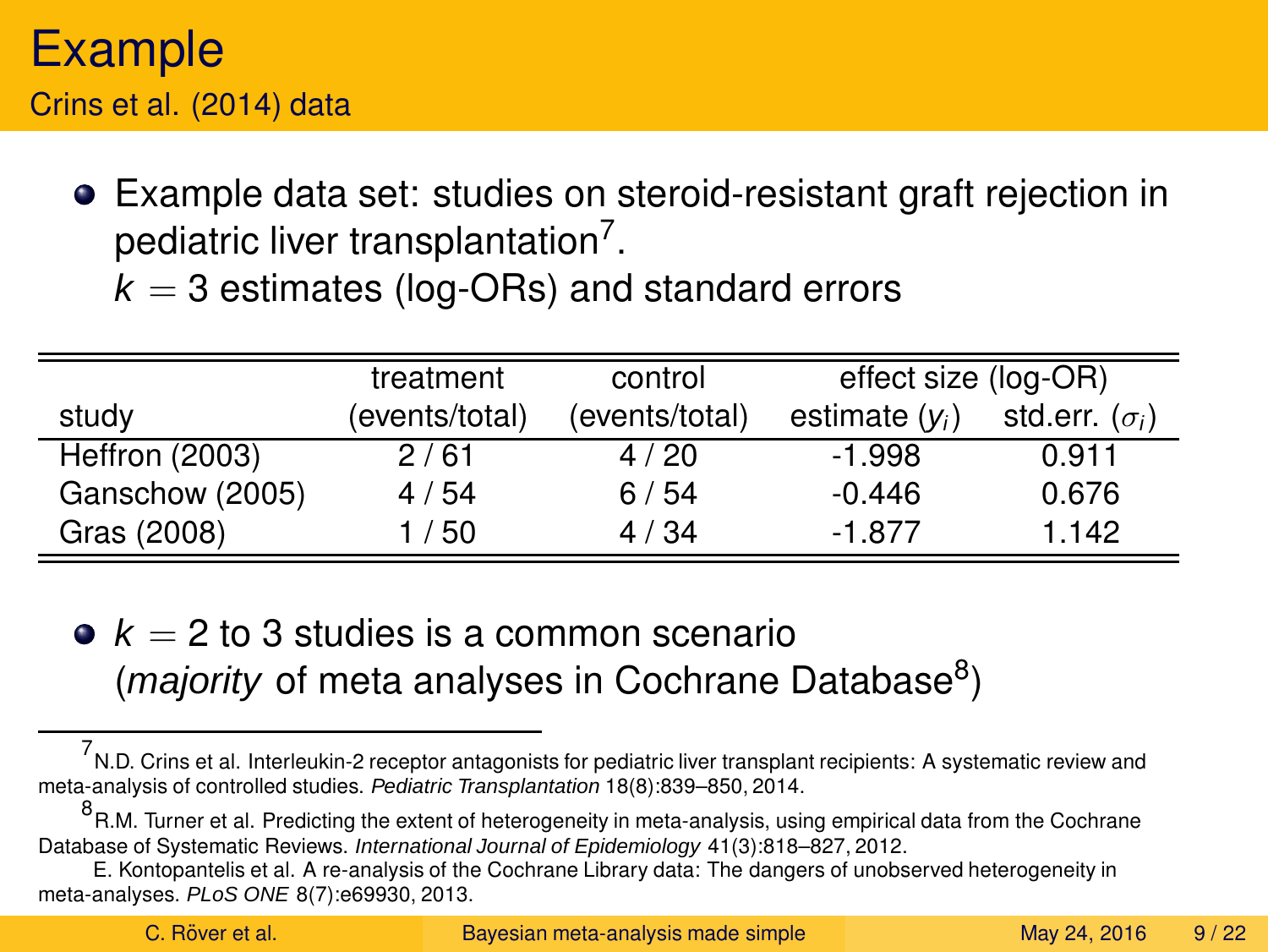# Example

## Crins et al. (2014) data

- Example data set: studies on steroid-resistant graft rejection in pediatric liver transplantation[7].
  $k = 3$ estimates (log-ORs) and standard errors

| | treatment | control | effect size (log-OR) | |
|---|---|---|---|---|
| study | (events/total) | (events/total) | estimate ($y_i$) | std.err. ($\sigma_i$) |
| Heffron (2003) | 2 / 61 | 4 / 20 | -1.998 | 0.911 |
| Ganschow (2005) | 4 / 54 | 6 / 54 | -0.446 | 0.676 |
| Gras (2008) | 1 / 50 | 4 / 34 | -1.877 | 1.142 |

- $k = 2$ to 3 studies is a common scenario (*majority* of meta analyses in Cochrane Database[8])

---

[7] N.D. Crins et al. Interleukin-2 receptor antagonists for pediatric liver transplant recipients: A systematic review and meta-analysis of controlled studies. *Pediatric Transplantation* 18(8):839–850, 2014.

[8] R.M. Turner et al. Predicting the extent of heterogeneity in meta-analysis, using empirical data from the Cochrane Database of Systematic Reviews. *International Journal of Epidemiology* 41(3):818–827, 2012.
E. Kontopantelis et al. A re-analysis of the Cochrane Library data: The dangers of unobserved heterogeneity in meta-analyses. *PLoS ONE* 8(7):e69930, 2013.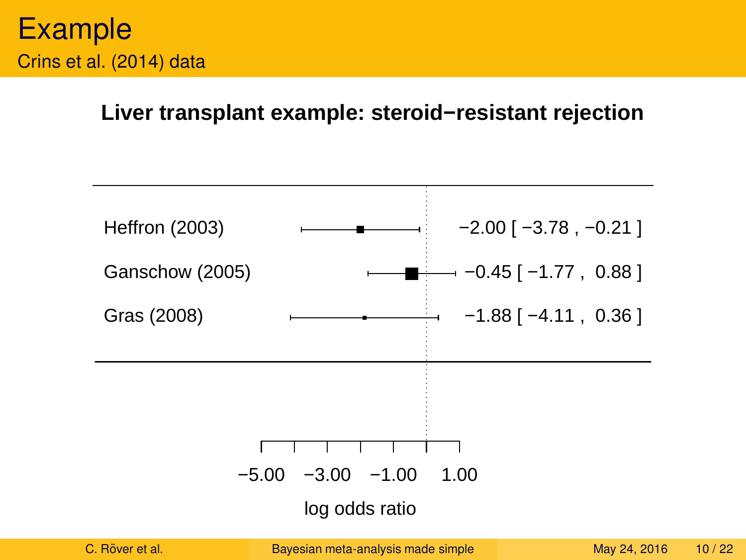# Example

## Crins et al. (2014) data

**Liver transplant example: steroid−resistant rejection**

| Study | log odds ratio [95% CI] |
|---|---|
| Heffron (2003) | −2.00 [ −3.78 , −0.21 ] |
| Ganschow (2005) | −0.45 [ −1.77 , 0.88 ] |
| Gras (2008) | −1.88 [ −4.11 , 0.36 ] |

log odds ratio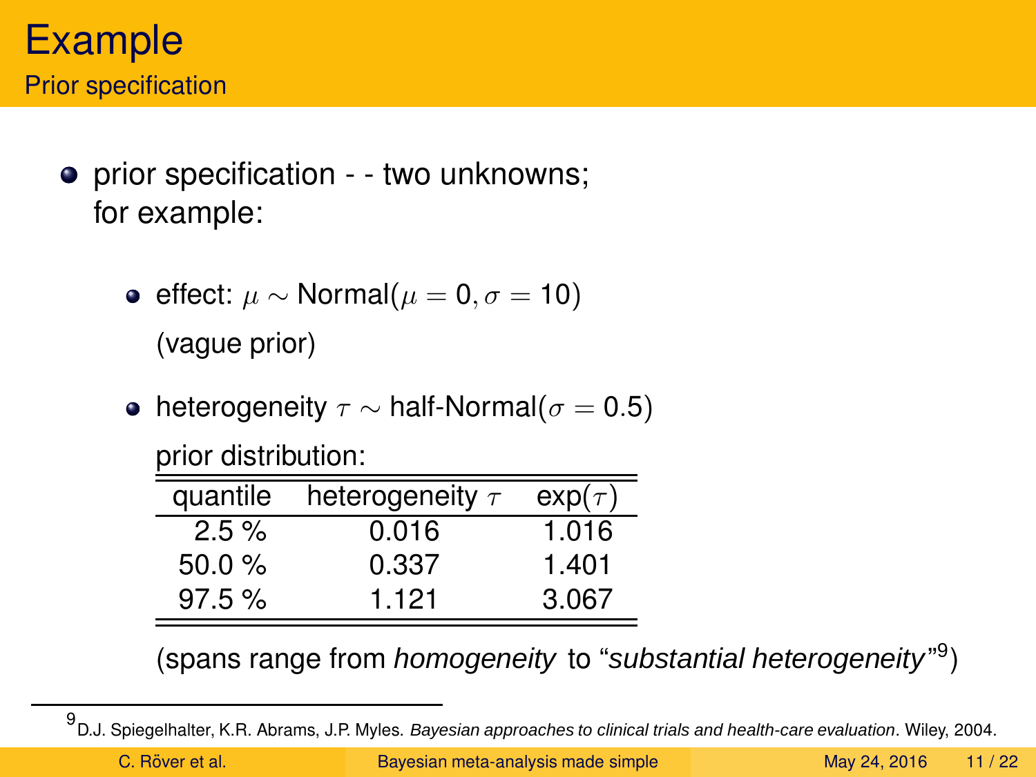# Example

## Prior specification

- prior specification - - two unknowns; for example:
  - effect: $\mu \sim$ Normal($\mu = 0, \sigma = 10$)
    (vague prior)
  - heterogeneity $\tau \sim$ half-Normal($\sigma = 0.5$)

    prior distribution:

    | quantile | heterogeneity $\tau$ | exp($\tau$) |
    |---|---|---|
    | 2.5 % | 0.016 | 1.016 |
    | 50.0 % | 0.337 | 1.401 |
    | 97.5 % | 1.121 | 3.067 |

    (spans range from *homogeneity* to "*substantial heterogeneity*"[9])

[9] D.J. Spiegelhalter, K.R. Abrams, J.P. Myles. *Bayesian approaches to clinical trials and health-care evaluation*. Wiley, 2004.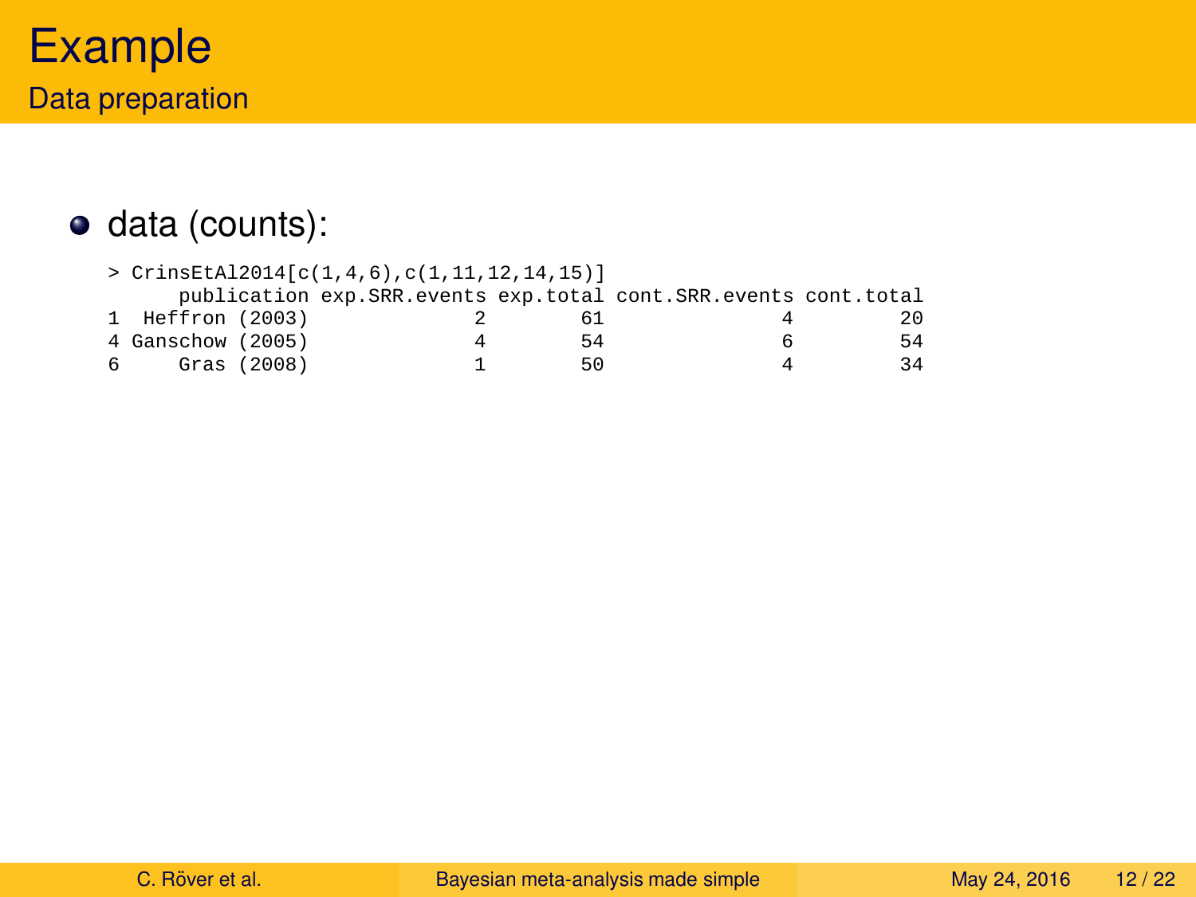# Example

## Data preparation

- data (counts):

```
> CrinsEtAl2014[c(1,4,6),c(1,11,12,14,15)]
      publication exp.SRR.events exp.total cont.SRR.events cont.total
1  Heffron (2003)              2        61               4         20
4 Ganschow (2005)              4        54               6         54
6     Gras (2008)              1        50               4         34
```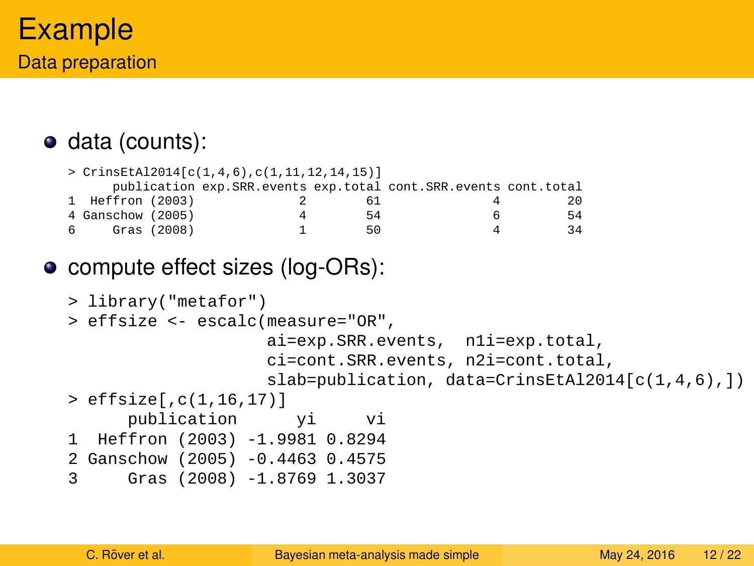# Example

## Data preparation

- data (counts):

```
> CrinsEtAl2014[c(1,4,6),c(1,11,12,14,15)]
      publication exp.SRR.events exp.total cont.SRR.events cont.total
1  Heffron (2003)              2        61               4         20
4 Ganschow (2005)              4        54               6         54
6     Gras (2008)              1        50               4         34
```

- compute effect sizes (log-ORs):

```
> library("metafor")
> effsize <- escalc(measure="OR",
                    ai=exp.SRR.events,  n1i=exp.total,
                    ci=cont.SRR.events, n2i=cont.total,
                    slab=publication, data=CrinsEtAl2014[c(1,4,6),])
> effsize[,c(1,16,17)]
      publication      yi     vi
1  Heffron (2003) -1.9981 0.8294
2 Ganschow (2005) -0.4463 0.4575
3     Gras (2008) -1.8769 1.3037
```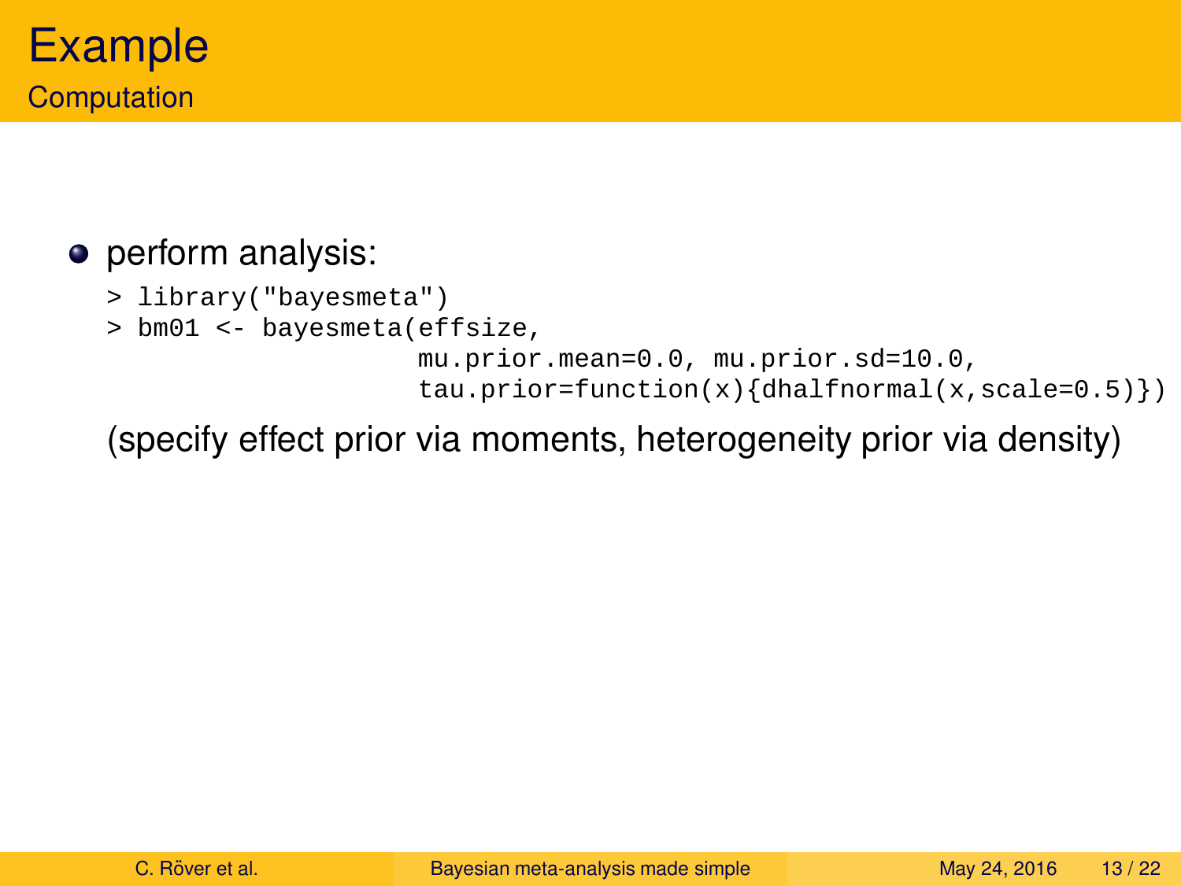# Example

## Computation

- perform analysis:

```
> library("bayesmeta")
> bm01 <- bayesmeta(effsize,
                    mu.prior.mean=0.0, mu.prior.sd=10.0,
                    tau.prior=function(x){dhalfnormal(x,scale=0.5)})
```

(specify effect prior via moments, heterogeneity prior via density)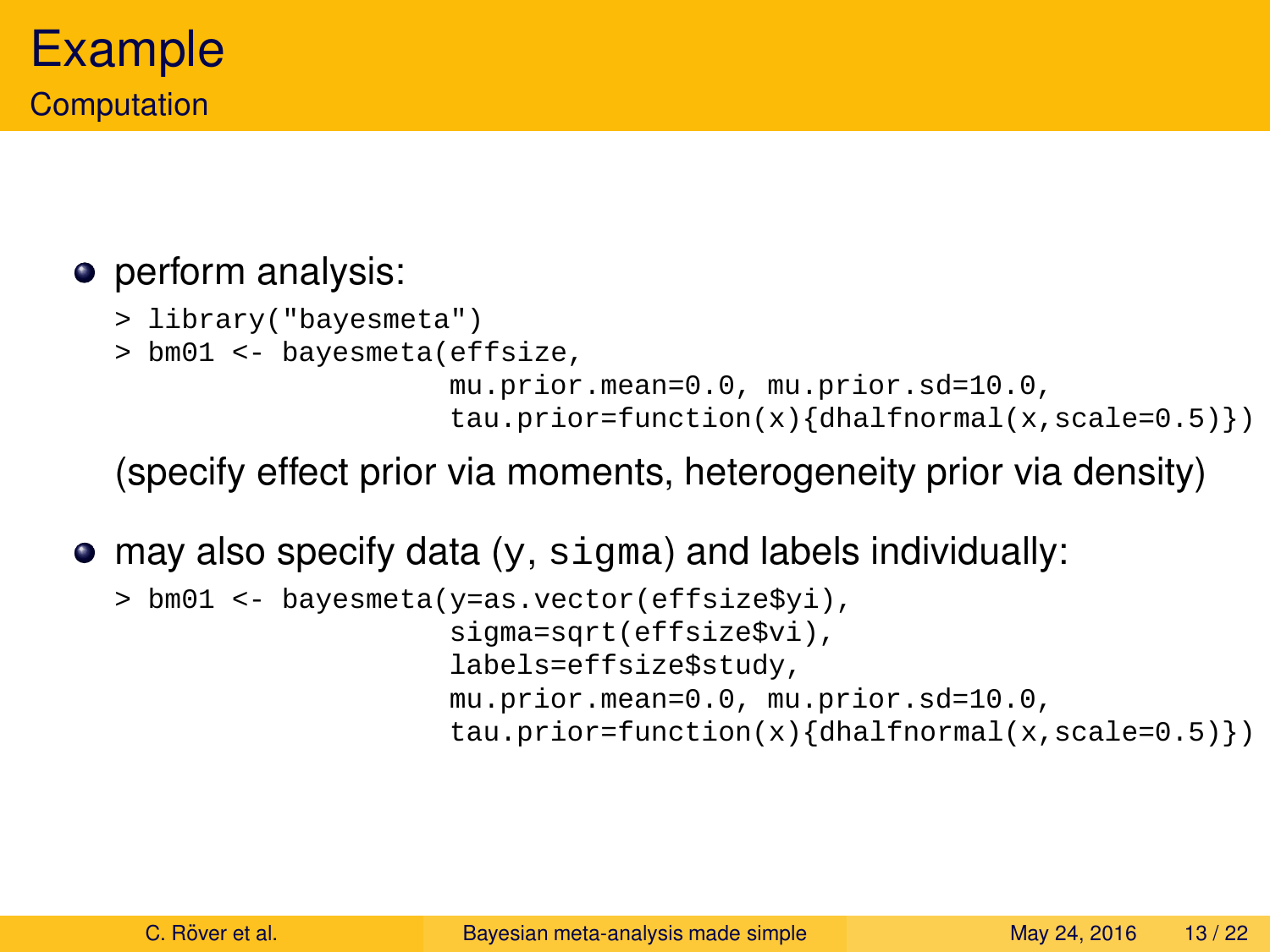# Example

## Computation

- perform analysis:

```
> library("bayesmeta")
> bm01 <- bayesmeta(effsize,
                    mu.prior.mean=0.0, mu.prior.sd=10.0,
                    tau.prior=function(x){dhalfnormal(x,scale=0.5)})
```

  (specify effect prior via moments, heterogeneity prior via density)

- may also specify data (y, `sigma`) and labels individually:

```
> bm01 <- bayesmeta(y=as.vector(effsize$yi),
                    sigma=sqrt(effsize$vi),
                    labels=effsize$study,
                    mu.prior.mean=0.0, mu.prior.sd=10.0,
                    tau.prior=function(x){dhalfnormal(x,scale=0.5)})
```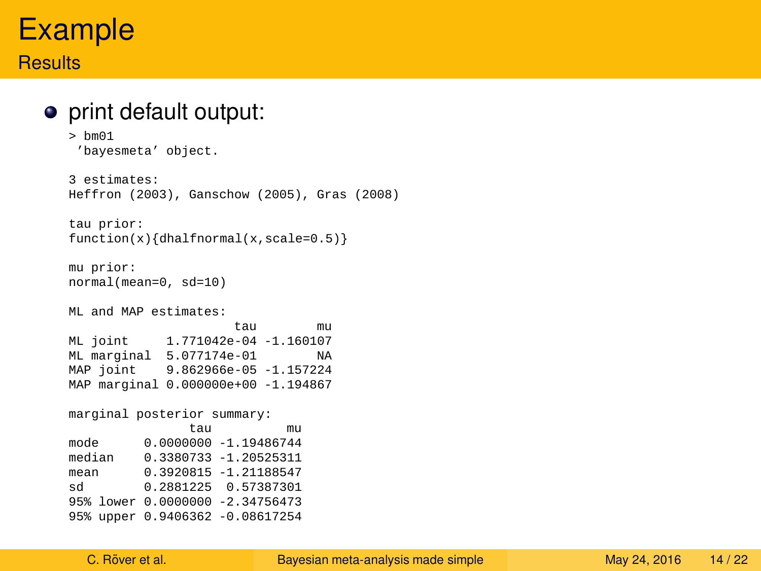# Example

## Results

- print default output:

```
> bm01
 'bayesmeta' object.

3 estimates:
Heffron (2003), Ganschow (2005), Gras (2008)

tau prior:
function(x){dhalfnormal(x,scale=0.5)}

mu prior:
normal(mean=0, sd=10)

ML and MAP estimates:
                      tau        mu
ML joint     1.771042e-04 -1.160107
ML marginal  5.077174e-01        NA
MAP joint    9.862966e-05 -1.157224
MAP marginal 0.000000e+00 -1.194867

marginal posterior summary:
                tau          mu
mode      0.0000000 -1.19486744
median    0.3380733 -1.20525311
mean      0.3920815 -1.21188547
sd        0.2881225  0.57387301
95% lower 0.0000000 -2.34756473
95% upper 0.9406362 -0.08617254
```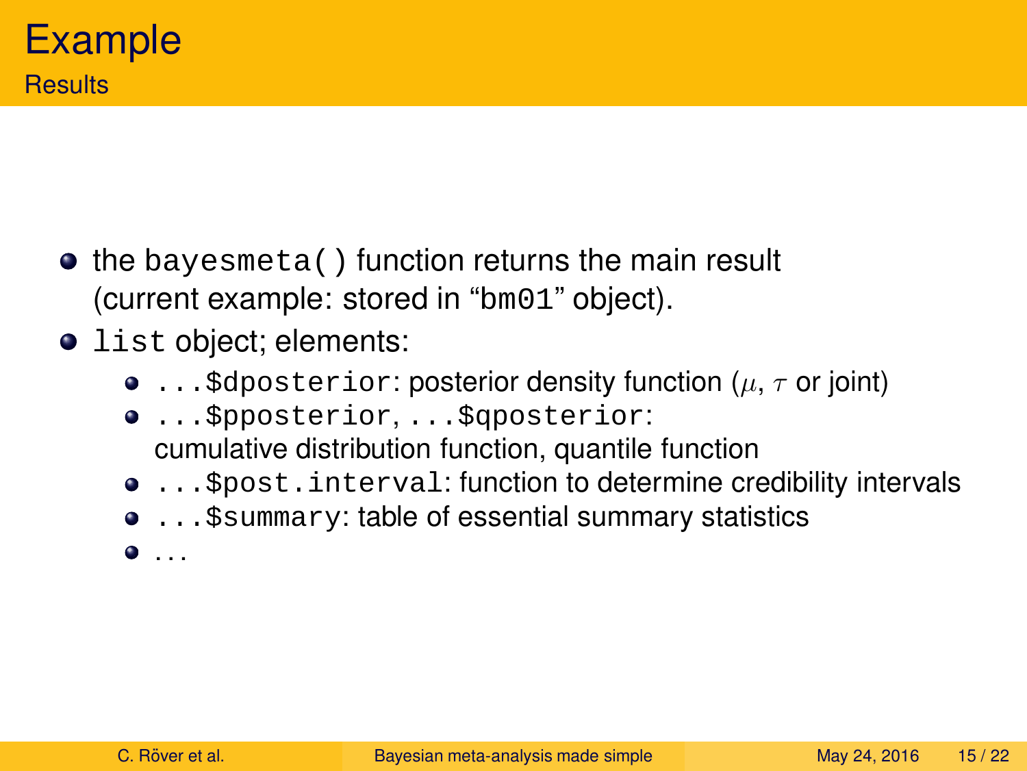# Example

## Results

- the `bayesmeta()` function returns the main result (current example: stored in "`bm01`" object).
- `list` object; elements:
  - `...$dposterior`: posterior density function ($\mu$, $\tau$ or joint)
  - `...$pposterior`, `...$qposterior`: cumulative distribution function, quantile function
  - `...$post.interval`: function to determine credibility intervals
  - `...$summary`: table of essential summary statistics
  - ...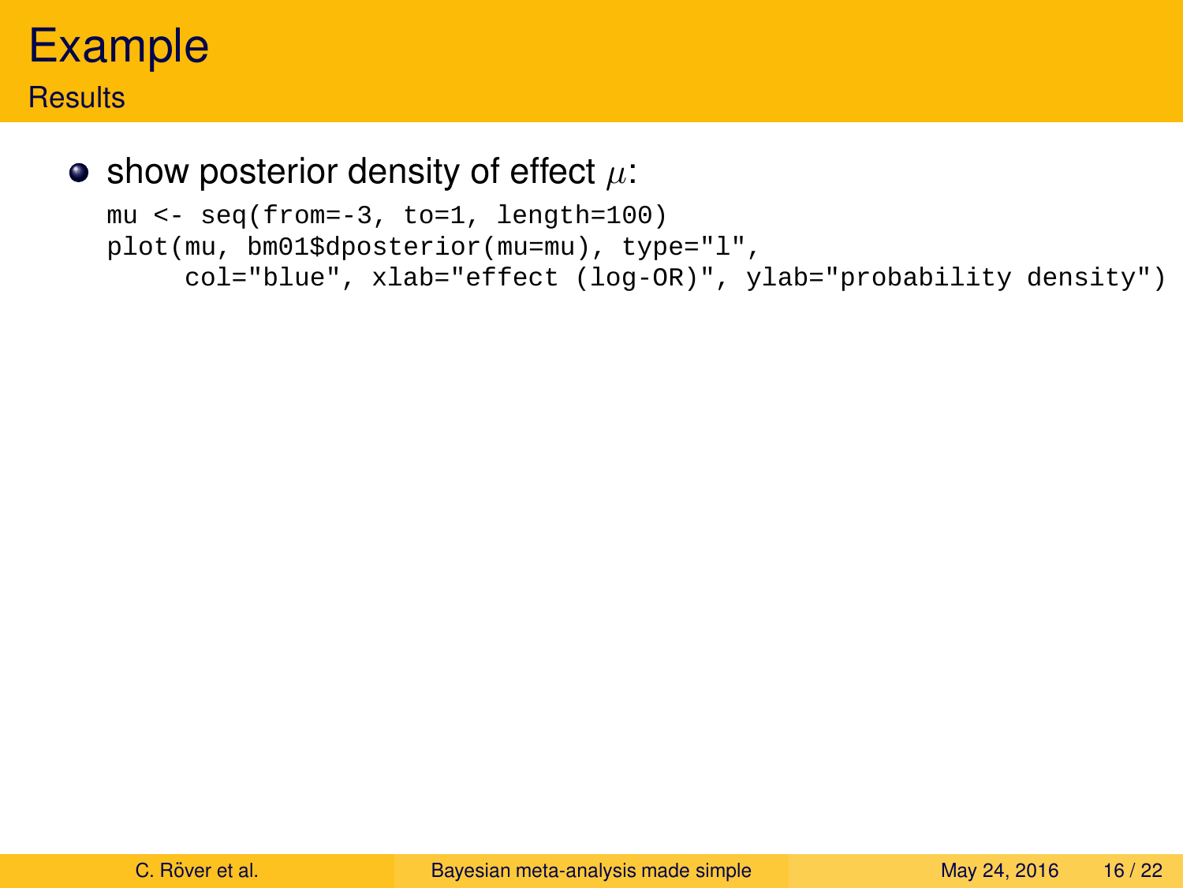# Example

## Results

- show posterior density of effect $\mu$:

```
mu <- seq(from=-3, to=1, length=100)
plot(mu, bm01$dposterior(mu=mu), type="l",
     col="blue", xlab="effect (log-OR)", ylab="probability density")
```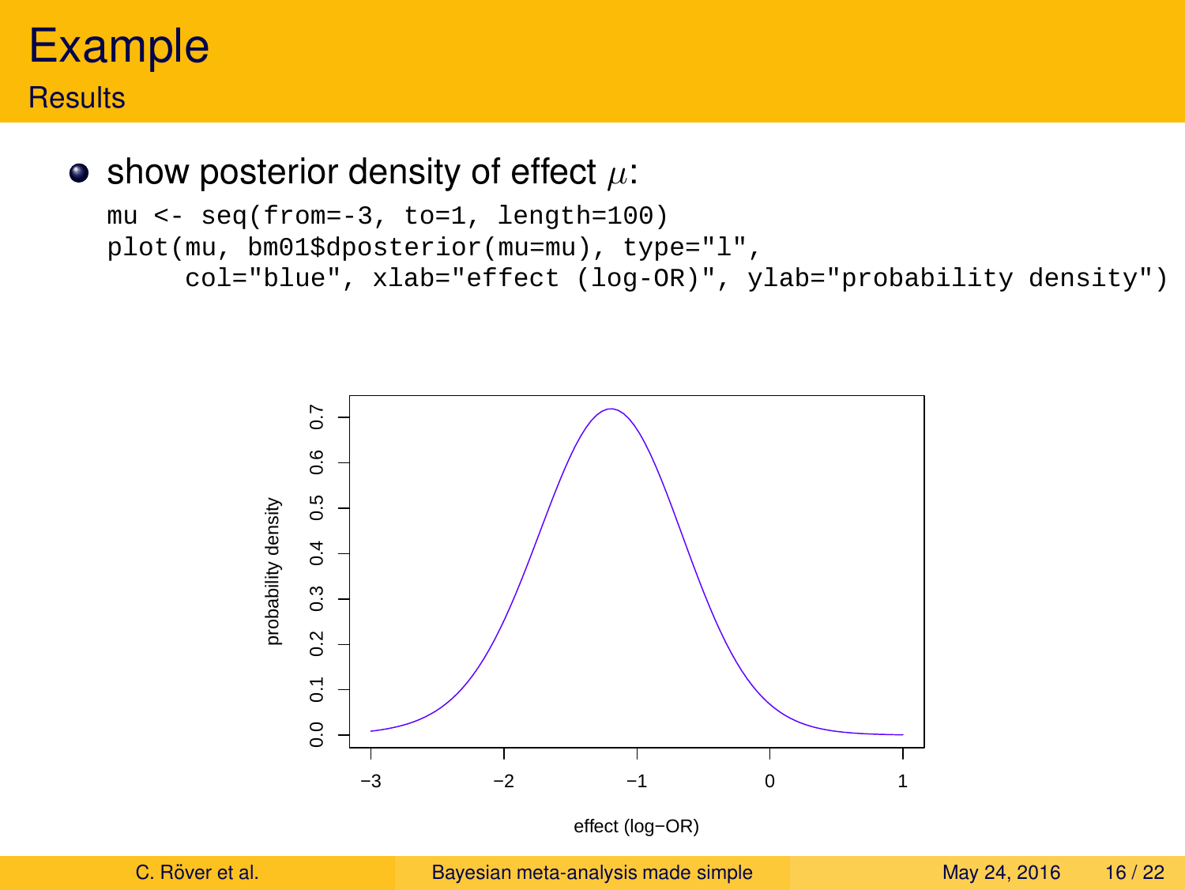# Example

## Results

- show posterior density of effect $\mu$:

```
mu <- seq(from=-3, to=1, length=100)
plot(mu, bm01$dposterior(mu=mu), type="l",
     col="blue", xlab="effect (log-OR)", ylab="probability density")
```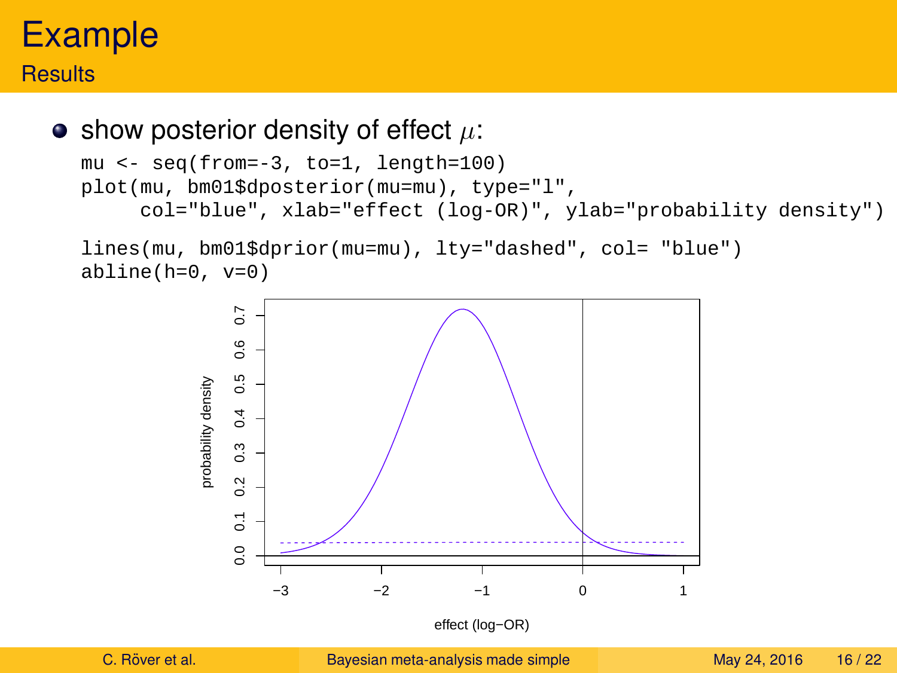# Example

## Results

- show posterior density of effect $\mu$:

```
mu <- seq(from=-3, to=1, length=100)
plot(mu, bm01$dposterior(mu=mu), type="l",
     col="blue", xlab="effect (log-OR)", ylab="probability density")
```

```
lines(mu, bm01$dprior(mu=mu), lty="dashed", col= "blue")
abline(h=0, v=0)
```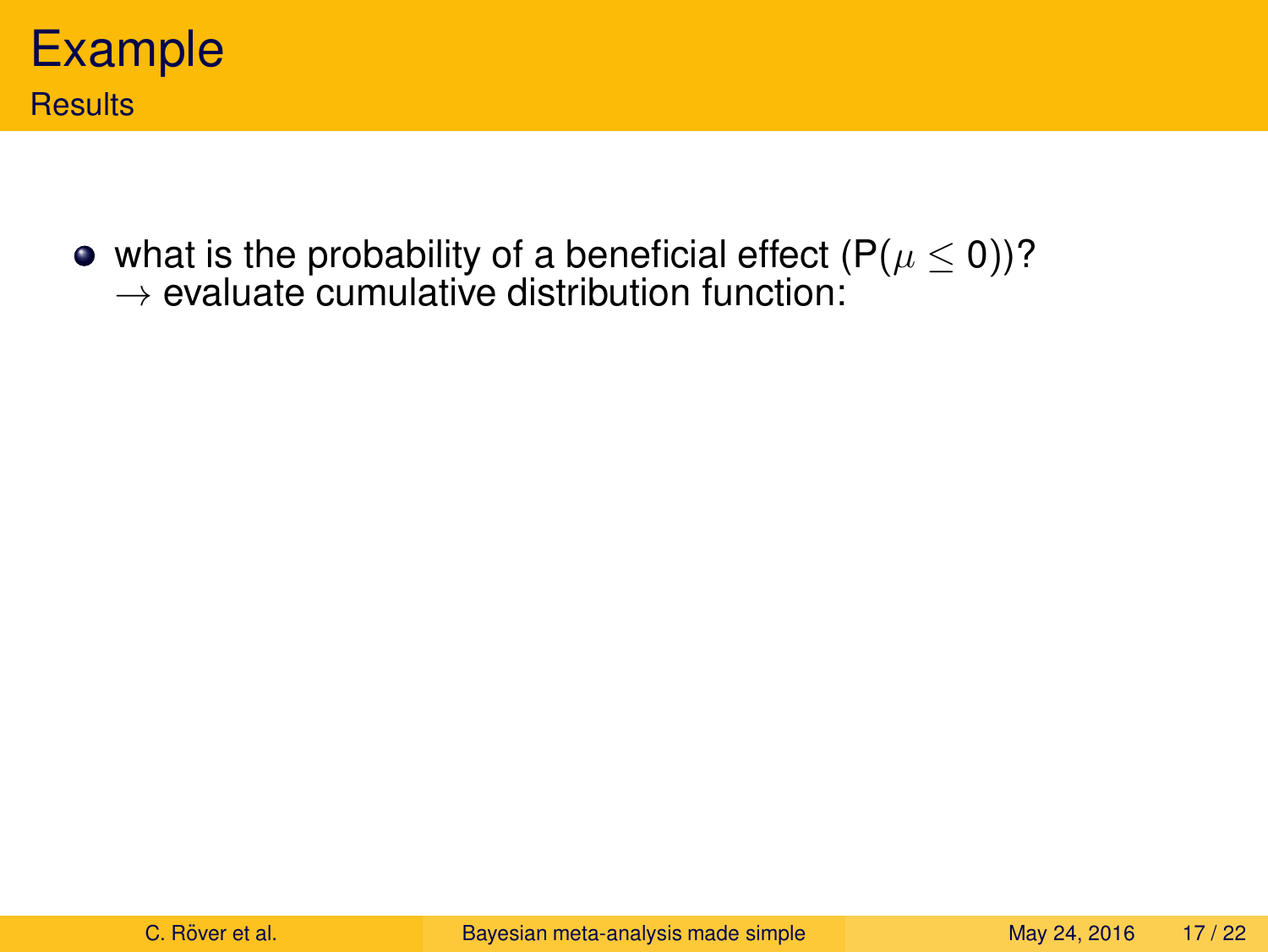# Example

## Results

- what is the probability of a beneficial effect (P($\mu \leq 0$))?
  $\rightarrow$ evaluate cumulative distribution function: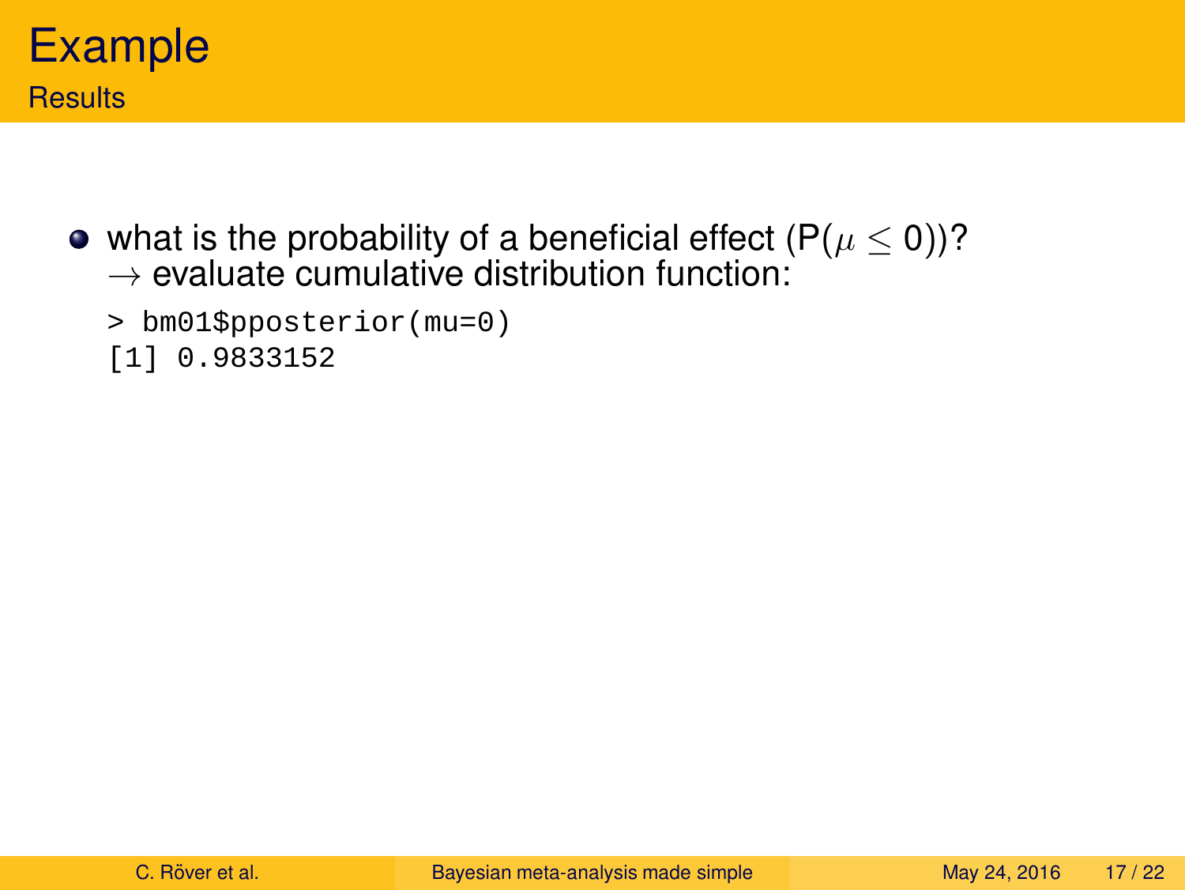# Example

## Results

- what is the probability of a beneficial effect ($\mathrm{P}(\mu \leq 0)$)?
  $\rightarrow$ evaluate cumulative distribution function:

```
> bm01$pposterior(mu=0)
[1] 0.9833152
```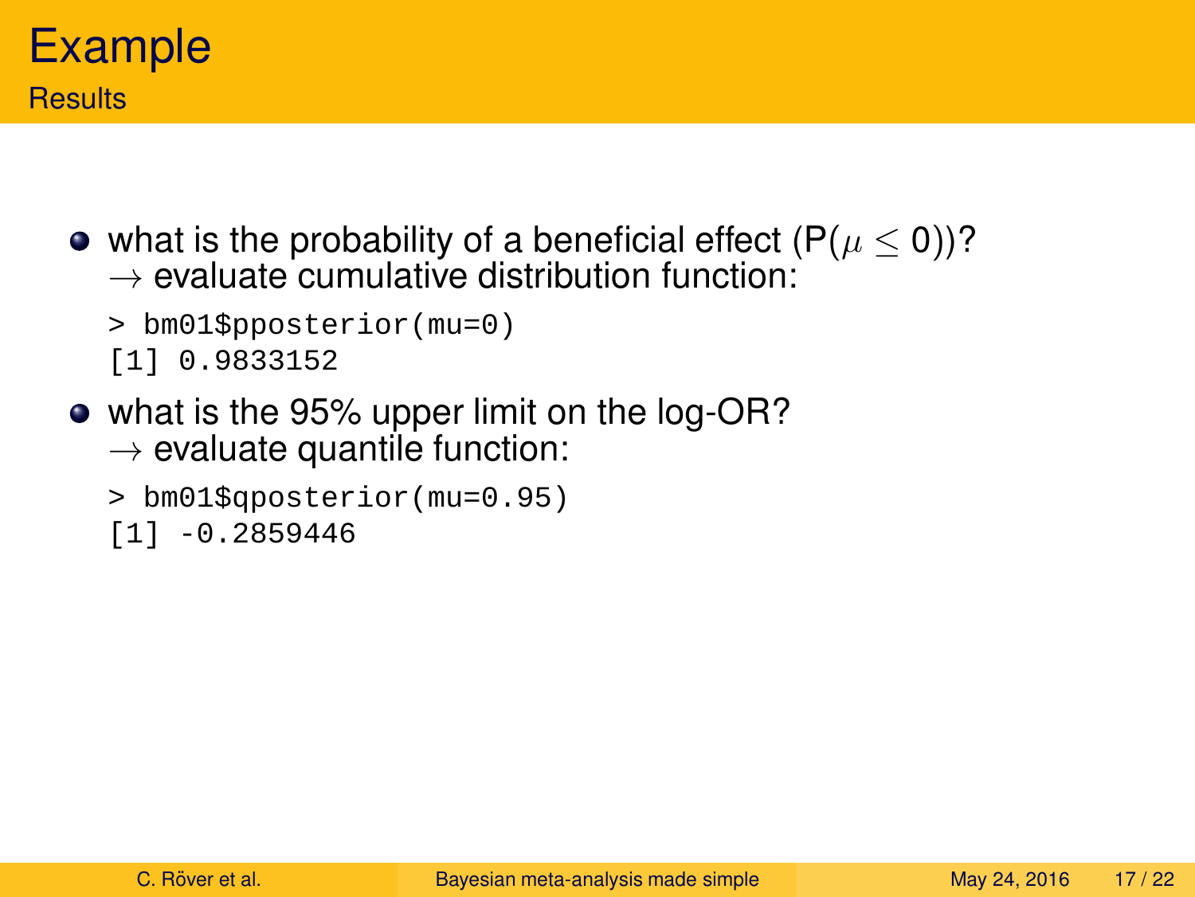# Example

## Results

- what is the probability of a beneficial effect (P($\mu \leq 0$))?
  $\rightarrow$ evaluate cumulative distribution function:

  ```
  > bm01$pposterior(mu=0)
  [1] 0.9833152
  ```

- what is the 95% upper limit on the log-OR?
  $\rightarrow$ evaluate quantile function:

  ```
  > bm01$qposterior(mu=0.95)
  [1] -0.2859446
  ```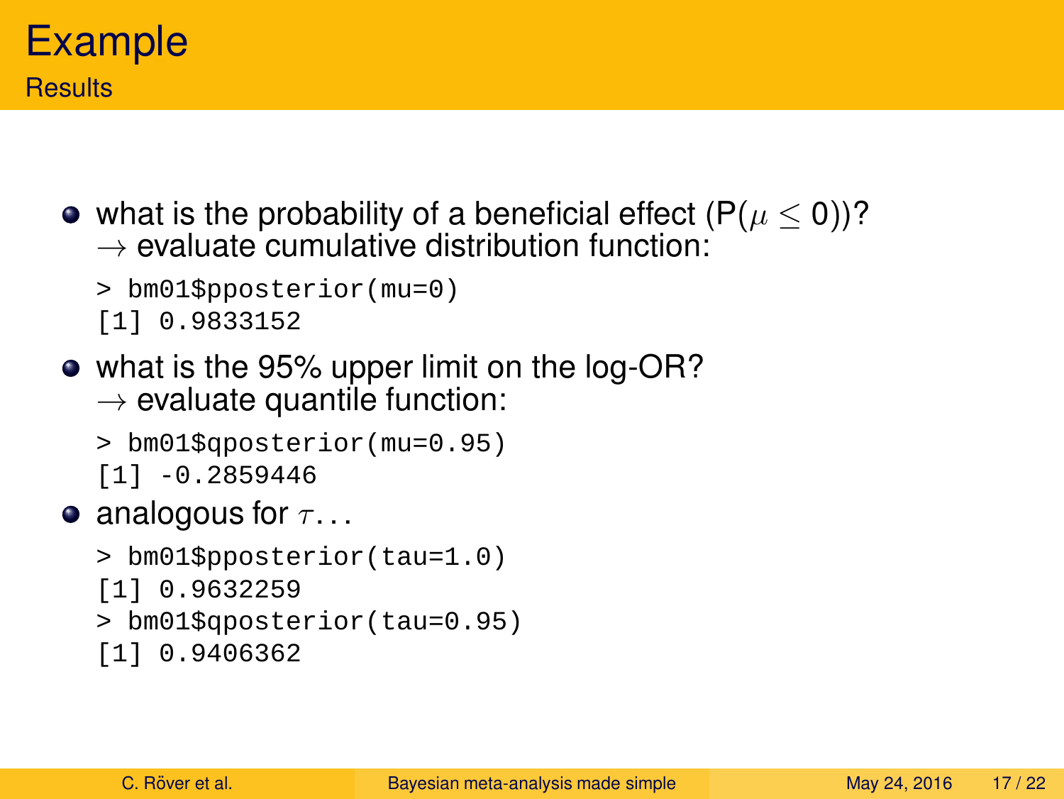# Example

## Results

- what is the probability of a beneficial effect (P($\mu \leq 0$))?
  $\rightarrow$ evaluate cumulative distribution function:

```
> bm01$pposterior(mu=0)
[1] 0.9833152
```

- what is the 95% upper limit on the log-OR?
  $\rightarrow$ evaluate quantile function:

```
> bm01$qposterior(mu=0.95)
[1] -0.2859446
```

- analogous for $\tau$...

```
> bm01$pposterior(tau=1.0)
[1] 0.9632259
> bm01$qposterior(tau=0.95)
[1] 0.9406362
```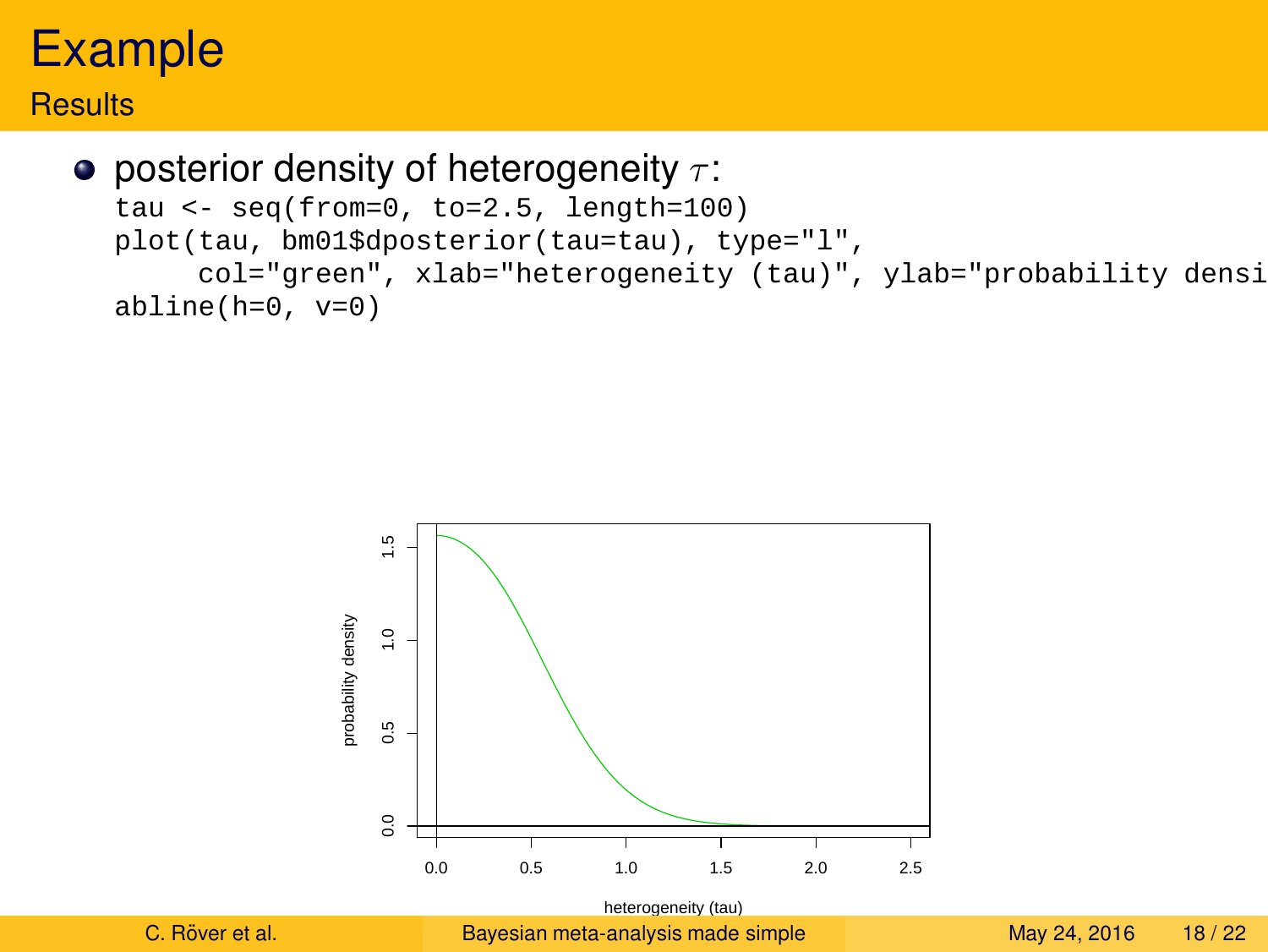# Example

## Results

- posterior density of heterogeneity $\tau$:

```
tau <- seq(from=0, to=2.5, length=100)
plot(tau, bm01$dposterior(tau=tau), type="l",
     col="green", xlab="heterogeneity (tau)", ylab="probability densi
abline(h=0, v=0)
```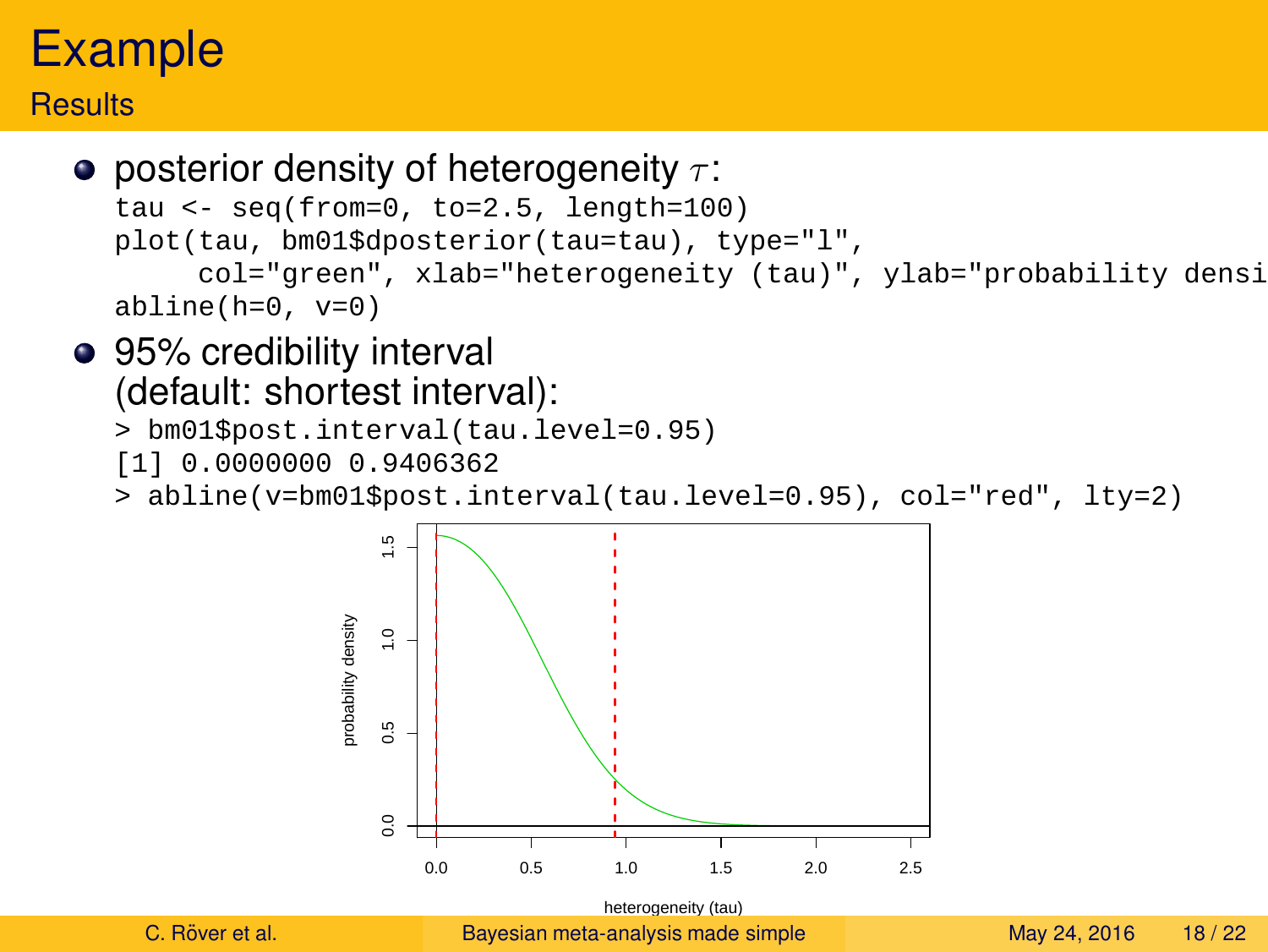# Example

## Results

- posterior density of heterogeneity $\tau$:

```
tau <- seq(from=0, to=2.5, length=100)
plot(tau, bm01$dposterior(tau=tau), type="l",
     col="green", xlab="heterogeneity (tau)", ylab="probability densi
abline(h=0, v=0)
```

- 95% credibility interval (default: shortest interval):

```
> bm01$post.interval(tau.level=0.95)
[1] 0.0000000 0.9406362
> abline(v=bm01$post.interval(tau.level=0.95), col="red", lty=2)
```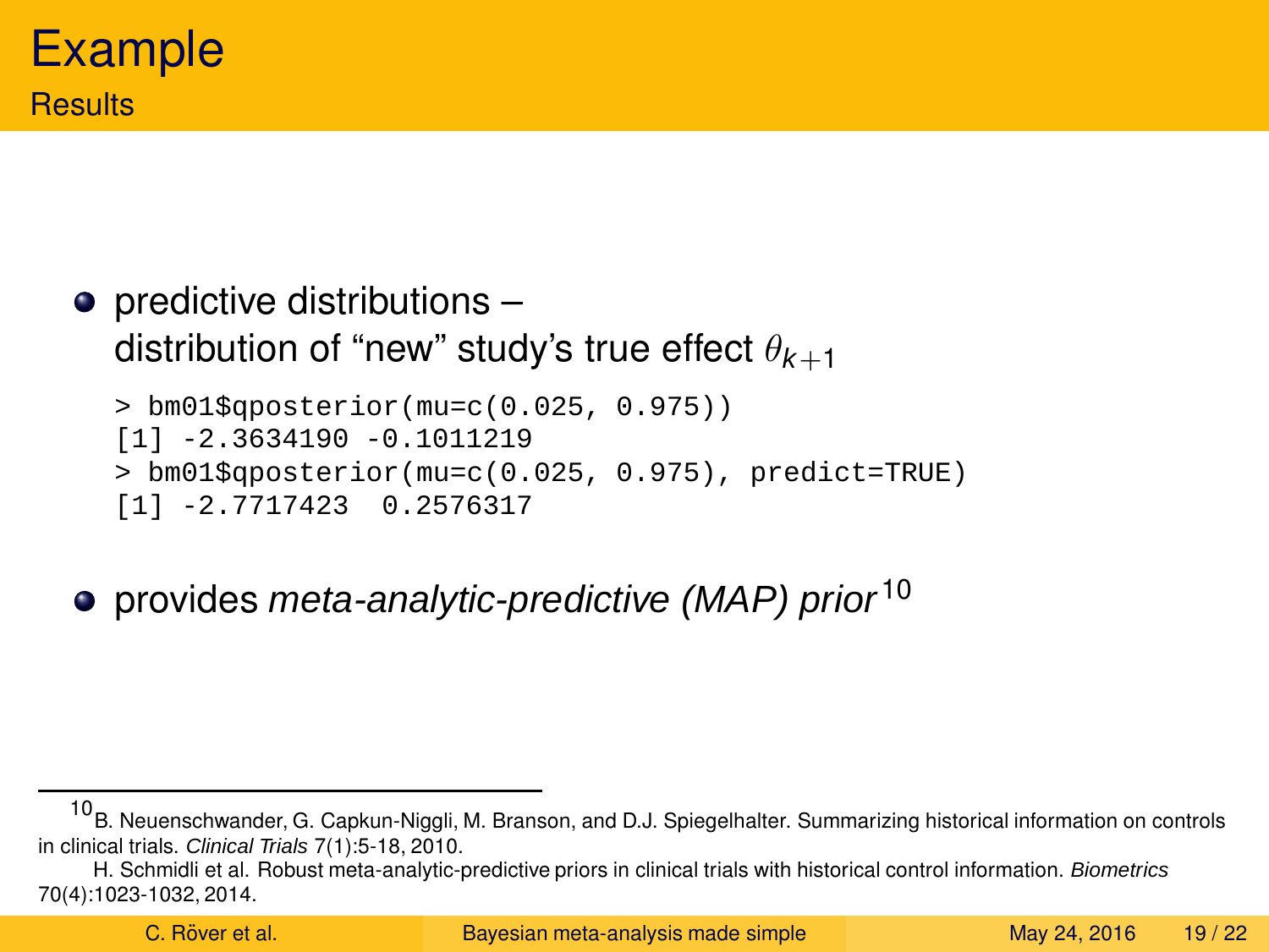# Example

## Results

- predictive distributions –
  distribution of "new" study's true effect $\theta_{k+1}$

```
> bm01$qposterior(mu=c(0.025, 0.975))
[1] -2.3634190 -0.1011219
> bm01$qposterior(mu=c(0.025, 0.975), predict=TRUE)
[1] -2.7717423  0.2576317
```

- provides *meta-analytic-predictive (MAP) prior*[10]

---

[10] B. Neuenschwander, G. Capkun-Niggli, M. Branson, and D.J. Spiegelhalter. Summarizing historical information on controls in clinical trials. *Clinical Trials* 7(1):5-18, 2010.
H. Schmidli et al. Robust meta-analytic-predictive priors in clinical trials with historical control information. *Biometrics* 70(4):1023-1032, 2014.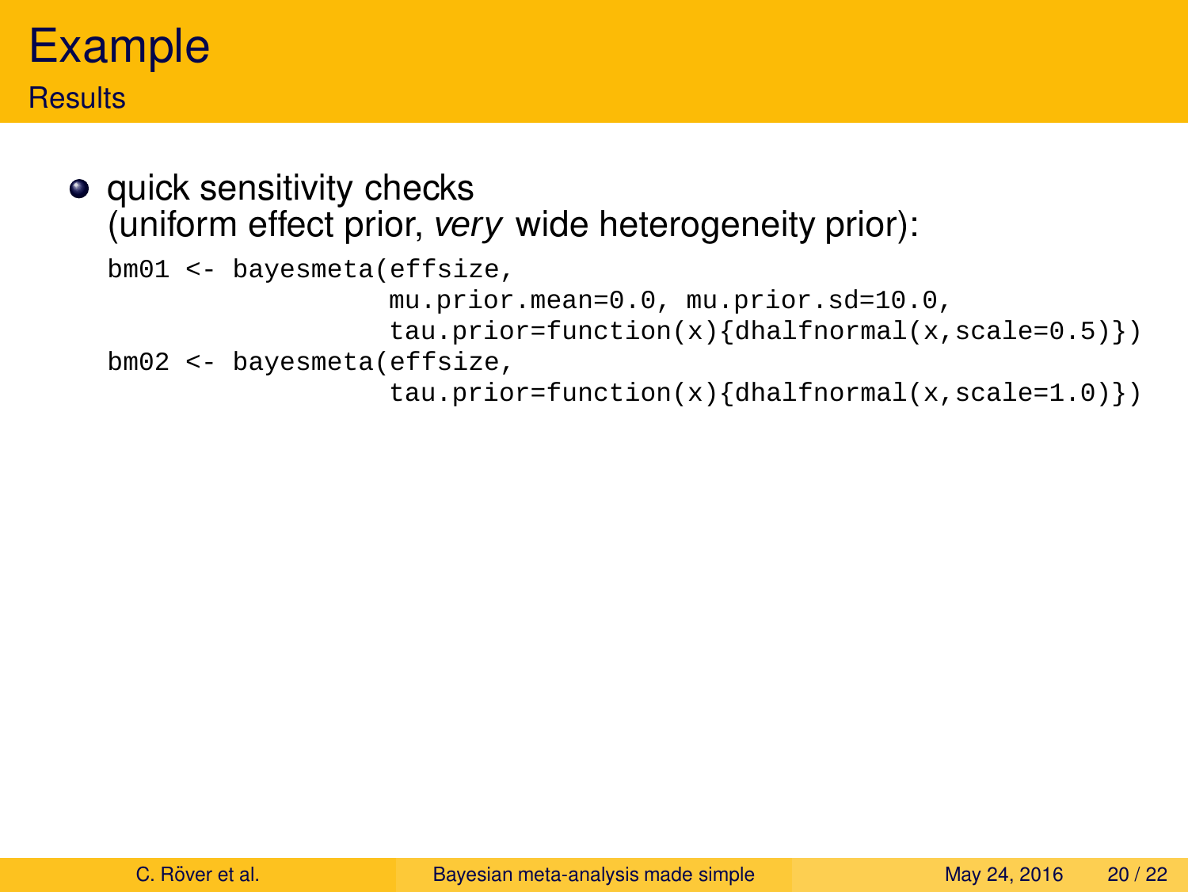# Example

## Results

- quick sensitivity checks
  (uniform effect prior, *very* wide heterogeneity prior):

```
bm01 <- bayesmeta(effsize,
                  mu.prior.mean=0.0, mu.prior.sd=10.0,
                  tau.prior=function(x){dhalfnormal(x,scale=0.5)})
bm02 <- bayesmeta(effsize,
                  tau.prior=function(x){dhalfnormal(x,scale=1.0)})
```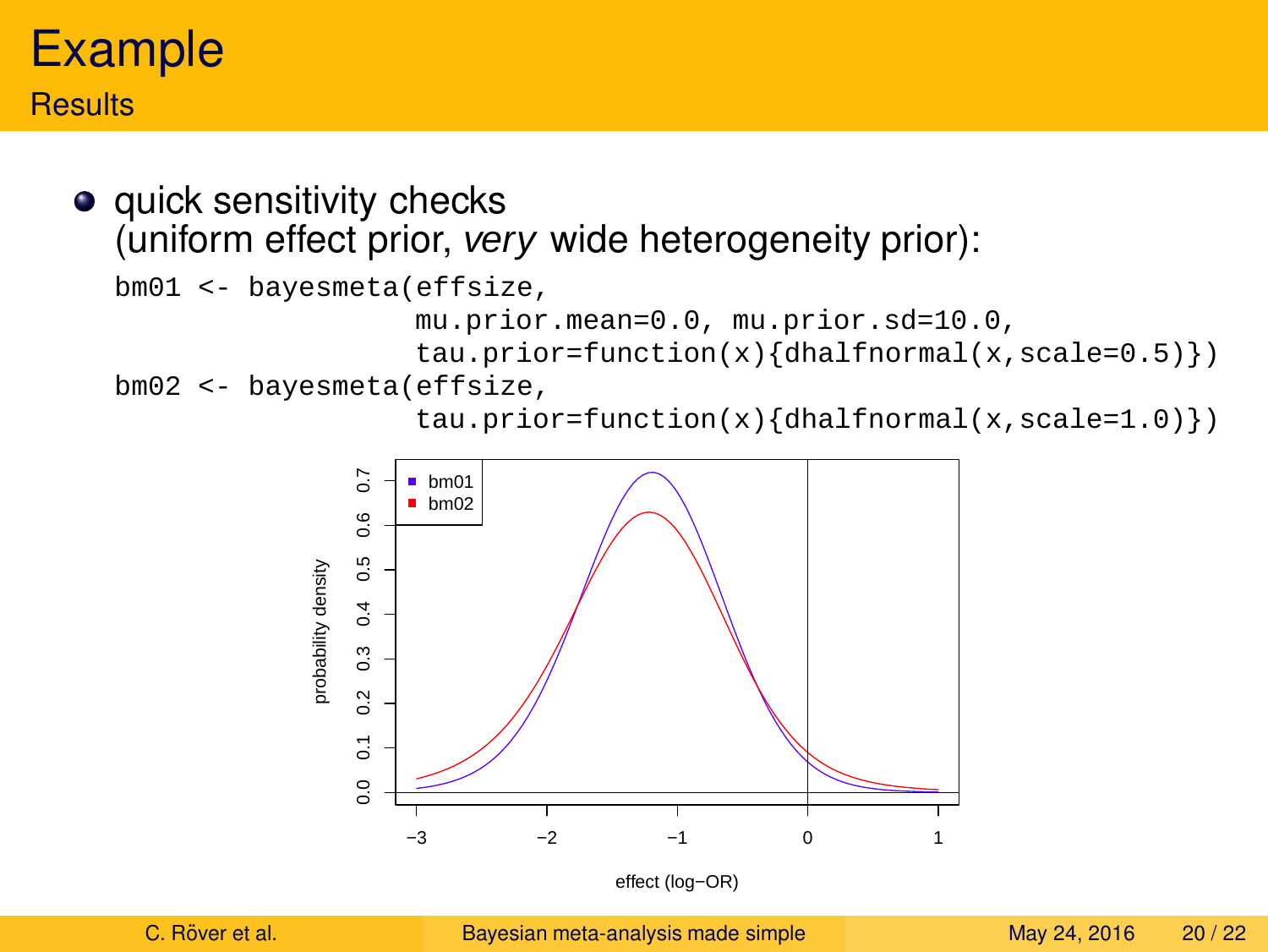# Example

## Results

- quick sensitivity checks
  (uniform effect prior, *very* wide heterogeneity prior):

```
bm01 <- bayesmeta(effsize,
                  mu.prior.mean=0.0, mu.prior.sd=10.0,
                  tau.prior=function(x){dhalfnormal(x,scale=0.5)})
bm02 <- bayesmeta(effsize,
                  tau.prior=function(x){dhalfnormal(x,scale=1.0)})
```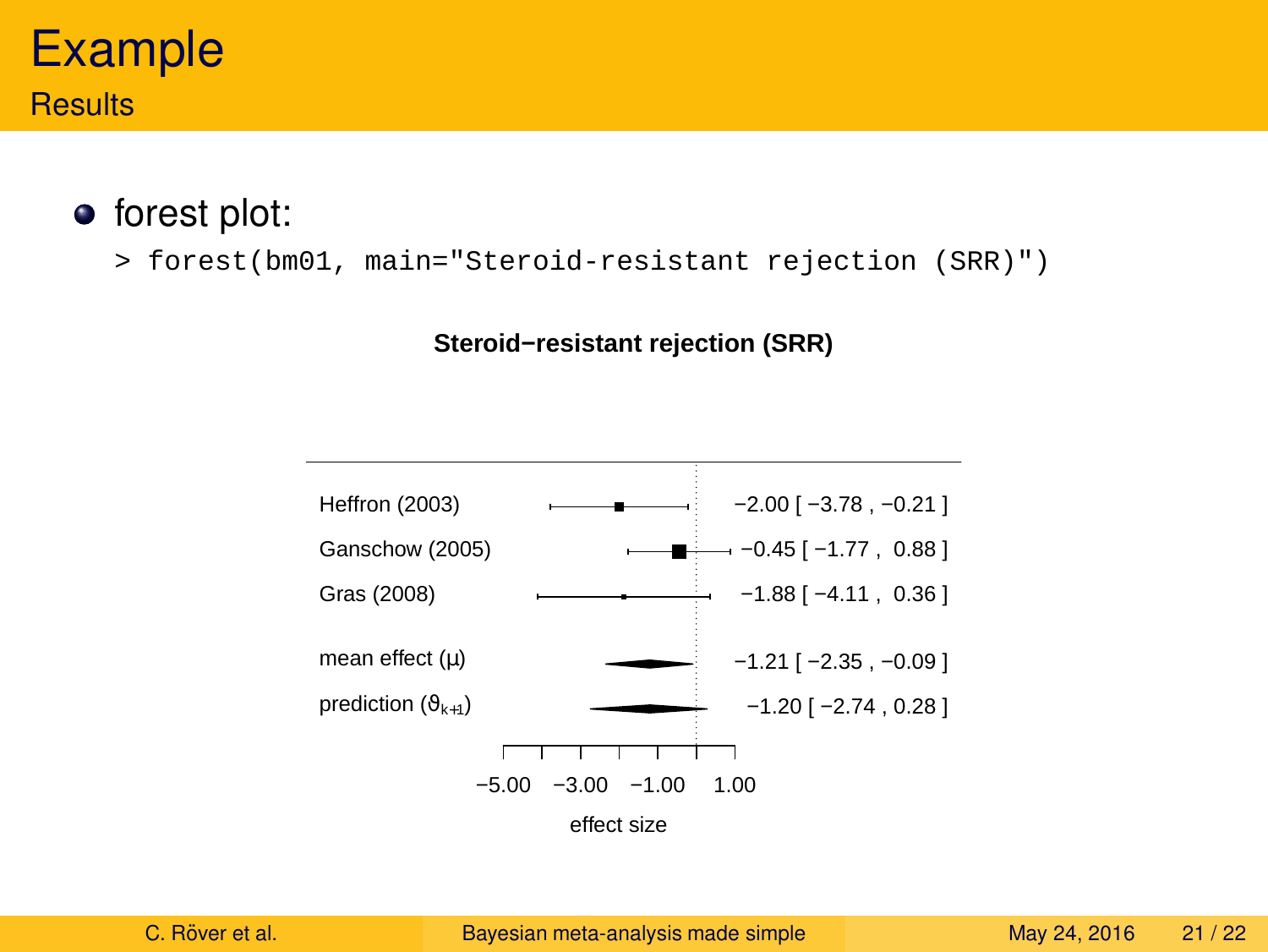# Example

## Results

- forest plot:

```
> forest(bm01, main="Steroid-resistant rejection (SRR)")
```

**Steroid−resistant rejection (SRR)**

| Study | Estimate [95% CI] |
|---|---|
| Heffron (2003) | −2.00 [ −3.78 , −0.21 ] |
| Ganschow (2005) | −0.45 [ −1.77 , 0.88 ] |
| Gras (2008) | −1.88 [ −4.11 , 0.36 ] |
| mean effect (μ) | −1.21 [ −2.35 , −0.09 ] |
| prediction ($\vartheta_{k+1}$) | −1.20 [ −2.74 , 0.28 ] |

effect size (axis: −5.00, −3.00, −1.00, 1.00)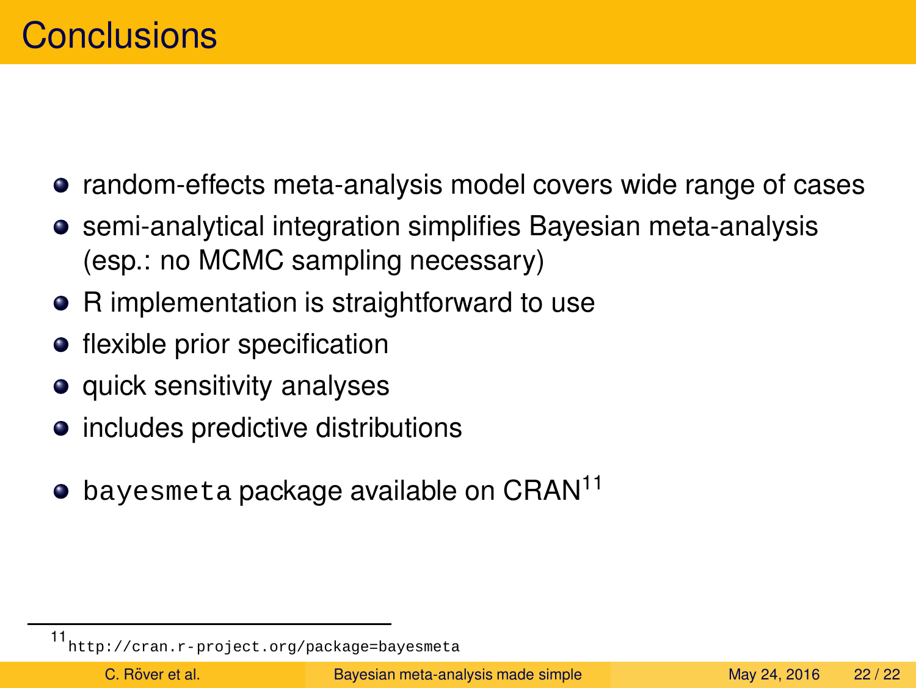# Conclusions

- random-effects meta-analysis model covers wide range of cases
- semi-analytical integration simplifies Bayesian meta-analysis (esp.: no MCMC sampling necessary)
- R implementation is straightforward to use
- flexible prior specification
- quick sensitivity analyses
- includes predictive distributions
- `bayesmeta` package available on CRAN[11]

[11] `http://cran.r-project.org/package=bayesmeta`